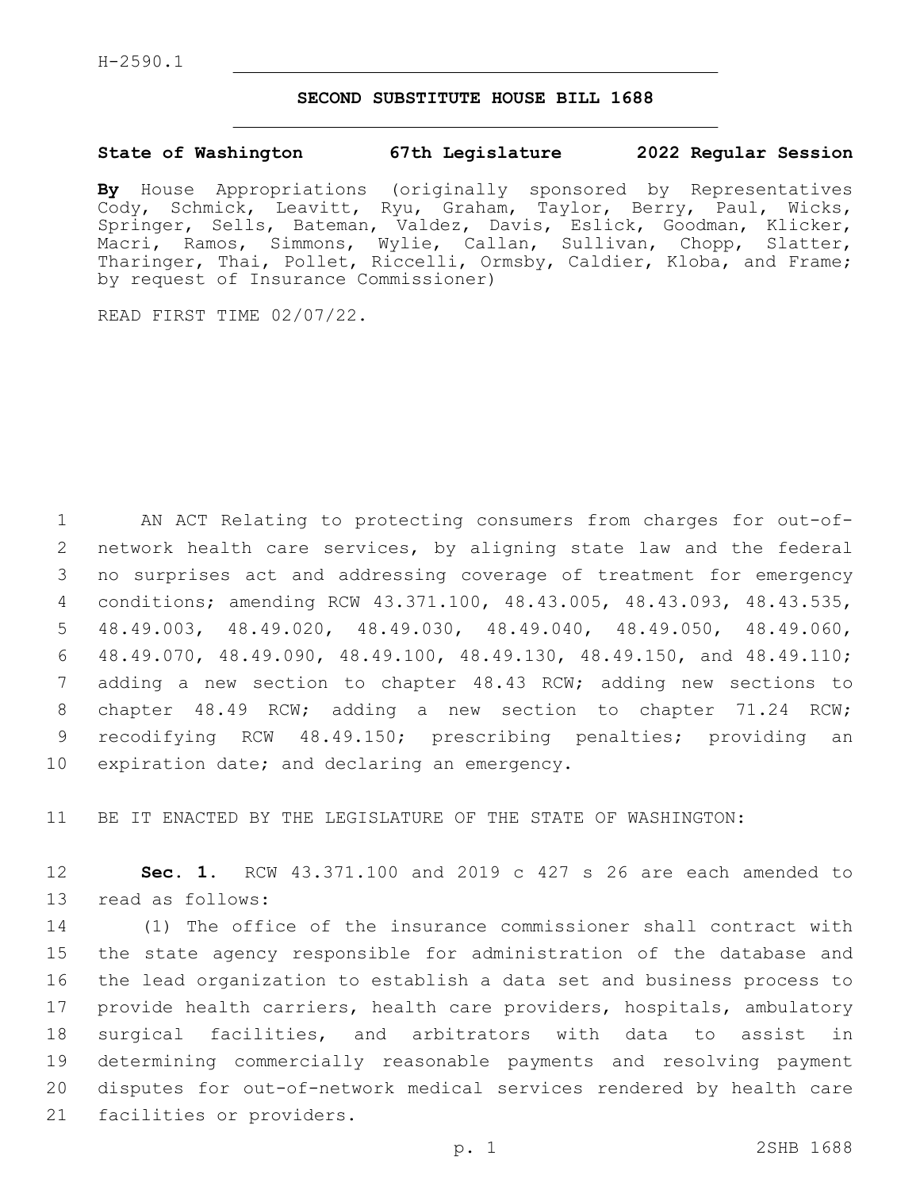H-2590.1

# SECOND SUBSTITUTE HOUSE BILL 1688

**State of Washington 67th Legislature 2022 Regular Session**

**By** House Appropriations (originally sponsored by Representatives Cody, Schmick, Leavitt, Ryu, Graham, Taylor, Berry, Paul, Wicks, Springer, Sells, Bateman, Valdez, Davis, Eslick, Goodman, Klicker, Macri, Ramos, Simmons, Wylie, Callan, Sullivan, Chopp, Slatter, Tharinger, Thai, Pollet, Riccelli, Ormsby, Caldier, Kloba, and Frame; by request of Insurance Commissioner)

READ FIRST TIME 02/07/22.

AN ACT Relating to protecting consumers from charges for out-of-network health care services, by aligning state law and the federal no surprises act and addressing coverage of treatment for emergency conditions; amending RCW 43.371.100, 48.43.005, 48.43.093, 48.43.535, 48.49.003, 48.49.020, 48.49.030, 48.49.040, 48.49.050, 48.49.060, 48.49.070, 48.49.090, 48.49.100, 48.49.130, 48.49.150, and 48.49.110; adding a new section to chapter 48.43 RCW; adding new sections to chapter 48.49 RCW; adding a new section to chapter 71.24 RCW; recodifying RCW 48.49.150; prescribing penalties; providing an expiration date; and declaring an emergency.

BE IT ENACTED BY THE LEGISLATURE OF THE STATE OF WASHINGTON:

**Sec. 1.** RCW 43.371.100 and 2019 c 427 s 26 are each amended to read as follows:

(1) The office of the insurance commissioner shall contract with the state agency responsible for administration of the database and the lead organization to establish a data set and business process to provide health carriers, health care providers, hospitals, ambulatory surgical facilities, and arbitrators with data to assist in determining commercially reasonable payments and resolving payment disputes for out-of-network medical services rendered by health care facilities or providers.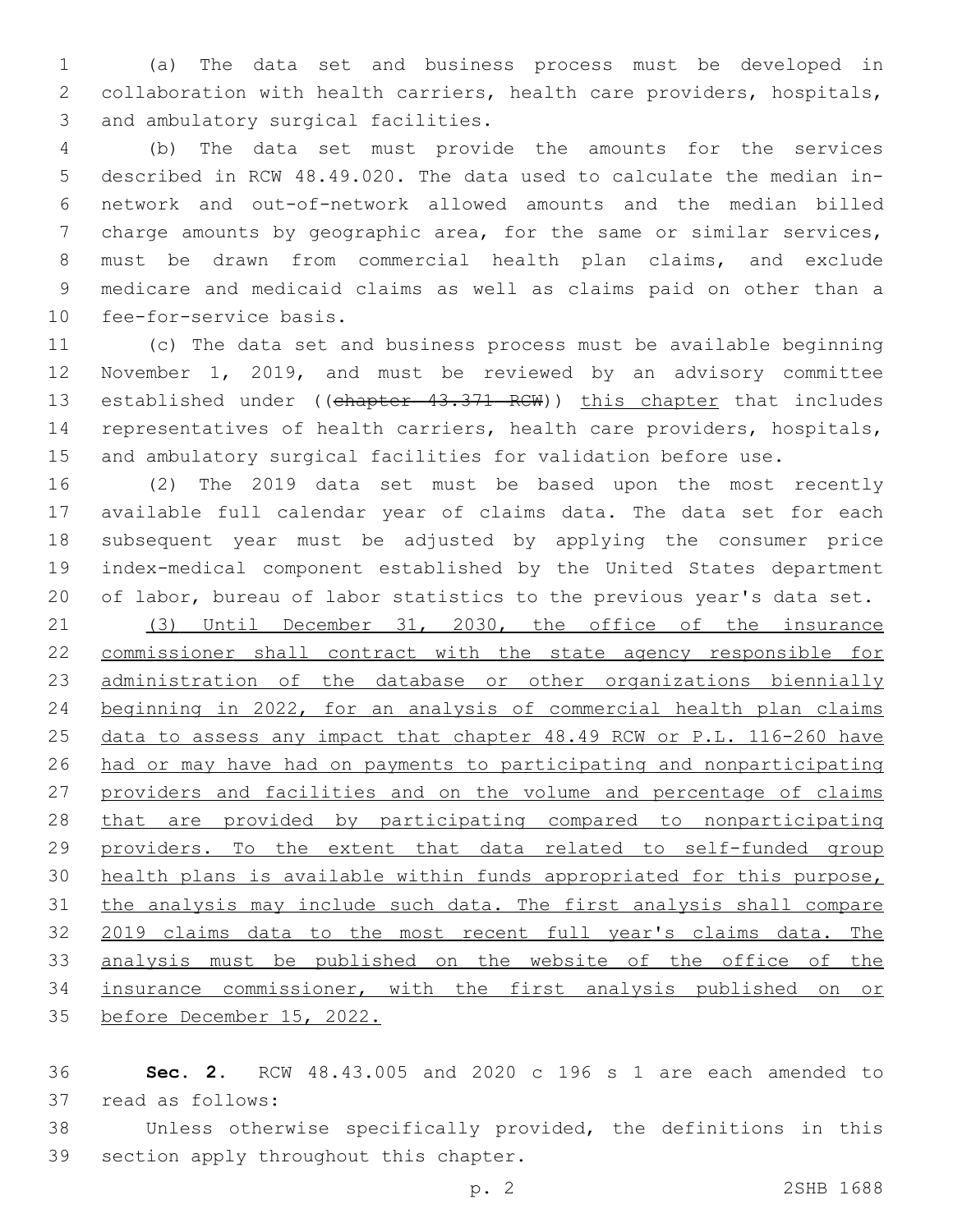(a) The data set and business process must be developed in collaboration with health carriers, health care providers, hospitals, and ambulatory surgical facilities.

(b) The data set must provide the amounts for the services described in RCW 48.49.020. The data used to calculate the median in-network and out-of-network allowed amounts and the median billed charge amounts by geographic area, for the same or similar services, must be drawn from commercial health plan claims, and exclude medicare and medicaid claims as well as claims paid on other than a fee-for-service basis.

(c) The data set and business process must be available beginning November 1, 2019, and must be reviewed by an advisory committee established under ((~~chapter 43.371 RCW~~)) this chapter that includes representatives of health carriers, health care providers, hospitals, and ambulatory surgical facilities for validation before use.

(2) The 2019 data set must be based upon the most recently available full calendar year of claims data. The data set for each subsequent year must be adjusted by applying the consumer price index-medical component established by the United States department of labor, bureau of labor statistics to the previous year's data set.

(3) Until December 31, 2030, the office of the insurance commissioner shall contract with the state agency responsible for administration of the database or other organizations biennially beginning in 2022, for an analysis of commercial health plan claims data to assess any impact that chapter 48.49 RCW or P.L. 116-260 have had or may have had on payments to participating and nonparticipating providers and facilities and on the volume and percentage of claims that are provided by participating compared to nonparticipating providers. To the extent that data related to self-funded group health plans is available within funds appropriated for this purpose, the analysis may include such data. The first analysis shall compare 2019 claims data to the most recent full year's claims data. The analysis must be published on the website of the office of the insurance commissioner, with the first analysis published on or before December 15, 2022.

**Sec. 2.** RCW 48.43.005 and 2020 c 196 s 1 are each amended to read as follows:

Unless otherwise specifically provided, the definitions in this section apply throughout this chapter.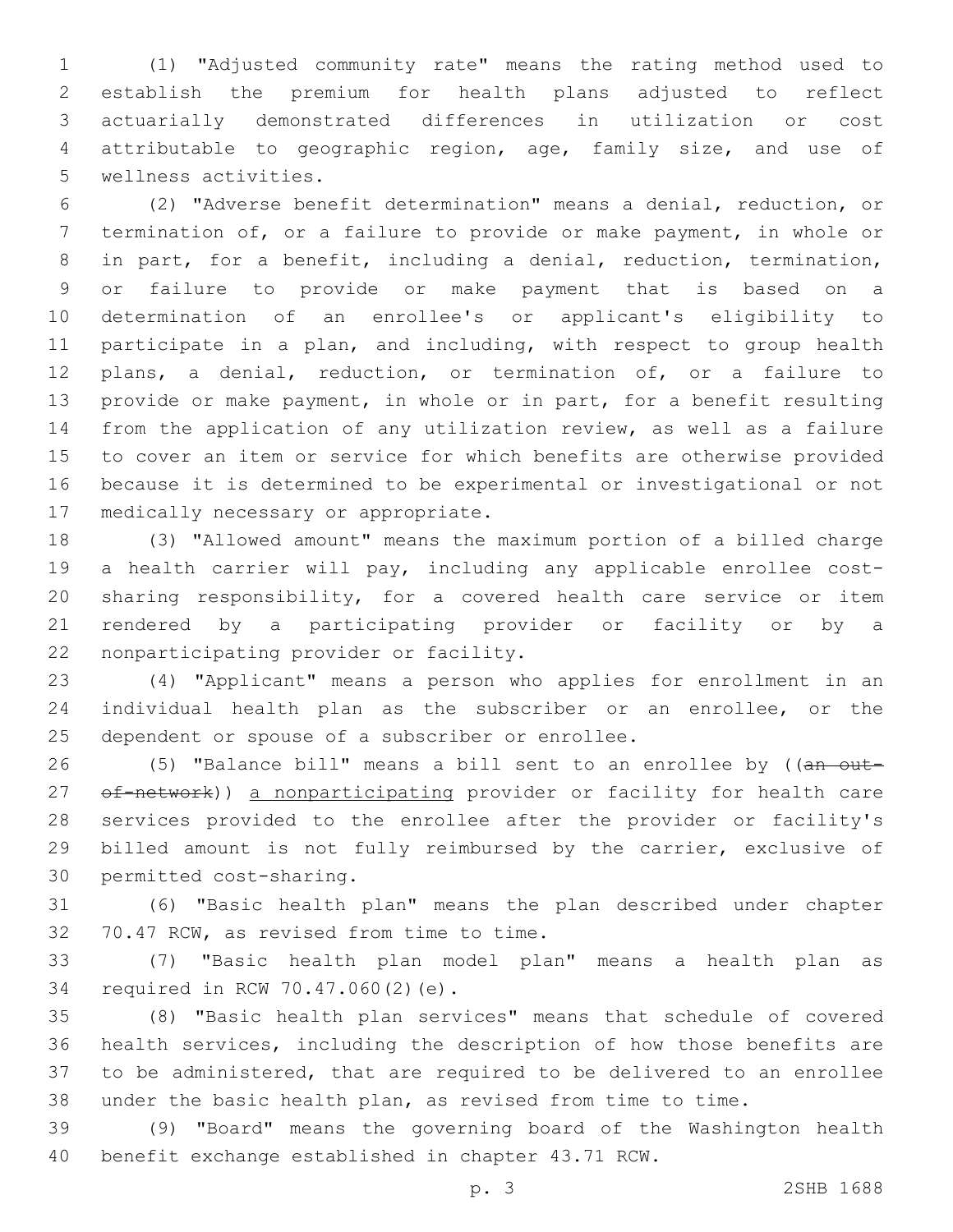(1) "Adjusted community rate" means the rating method used to establish the premium for health plans adjusted to reflect actuarially demonstrated differences in utilization or cost attributable to geographic region, age, family size, and use of wellness activities.

(2) "Adverse benefit determination" means a denial, reduction, or termination of, or a failure to provide or make payment, in whole or in part, for a benefit, including a denial, reduction, termination, or failure to provide or make payment that is based on a determination of an enrollee's or applicant's eligibility to participate in a plan, and including, with respect to group health plans, a denial, reduction, or termination of, or a failure to provide or make payment, in whole or in part, for a benefit resulting from the application of any utilization review, as well as a failure to cover an item or service for which benefits are otherwise provided because it is determined to be experimental or investigational or not medically necessary or appropriate.

(3) "Allowed amount" means the maximum portion of a billed charge a health carrier will pay, including any applicable enrollee cost-sharing responsibility, for a covered health care service or item rendered by a participating provider or facility or by a nonparticipating provider or facility.

(4) "Applicant" means a person who applies for enrollment in an individual health plan as the subscriber or an enrollee, or the dependent or spouse of a subscriber or enrollee.

(5) "Balance bill" means a bill sent to an enrollee by ((~~an out-of-network~~)) <u>a nonparticipating</u> provider or facility for health care services provided to the enrollee after the provider or facility's billed amount is not fully reimbursed by the carrier, exclusive of permitted cost-sharing.

(6) "Basic health plan" means the plan described under chapter 70.47 RCW, as revised from time to time.

(7) "Basic health plan model plan" means a health plan as required in RCW 70.47.060(2)(e).

(8) "Basic health plan services" means that schedule of covered health services, including the description of how those benefits are to be administered, that are required to be delivered to an enrollee under the basic health plan, as revised from time to time.

(9) "Board" means the governing board of the Washington health benefit exchange established in chapter 43.71 RCW.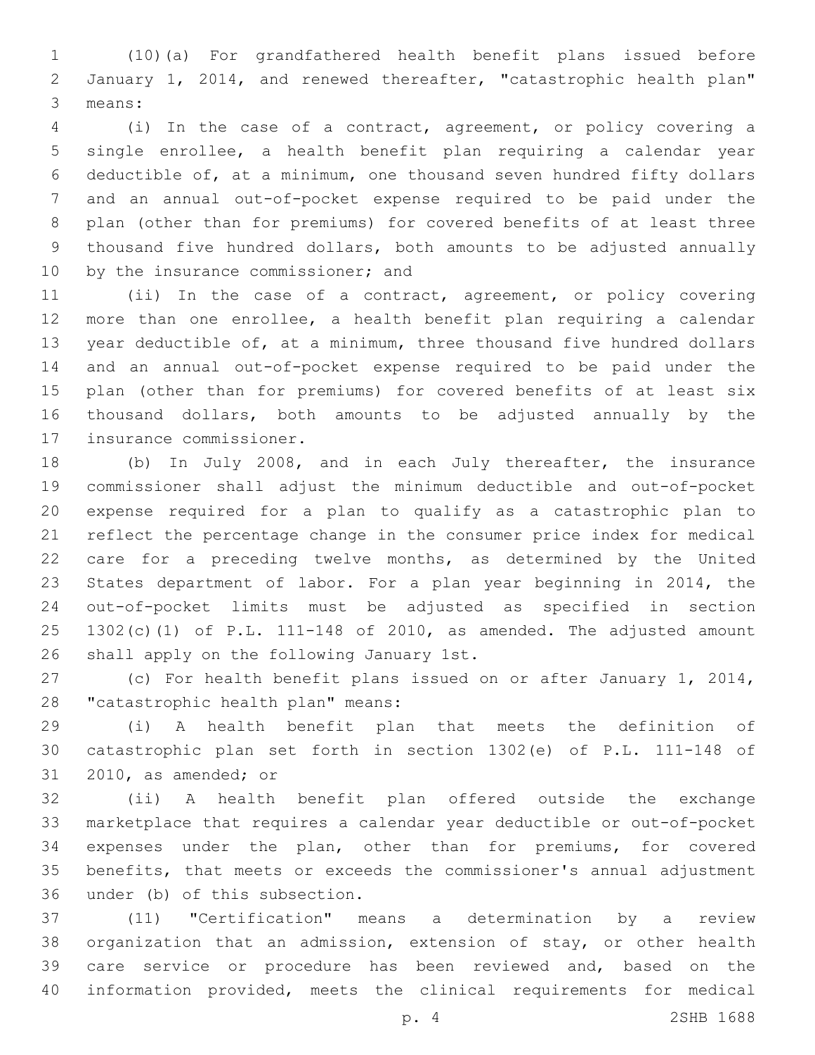(10)(a) For grandfathered health benefit plans issued before January 1, 2014, and renewed thereafter, "catastrophic health plan" means:

(i) In the case of a contract, agreement, or policy covering a single enrollee, a health benefit plan requiring a calendar year deductible of, at a minimum, one thousand seven hundred fifty dollars and an annual out-of-pocket expense required to be paid under the plan (other than for premiums) for covered benefits of at least three thousand five hundred dollars, both amounts to be adjusted annually by the insurance commissioner; and

(ii) In the case of a contract, agreement, or policy covering more than one enrollee, a health benefit plan requiring a calendar year deductible of, at a minimum, three thousand five hundred dollars and an annual out-of-pocket expense required to be paid under the plan (other than for premiums) for covered benefits of at least six thousand dollars, both amounts to be adjusted annually by the insurance commissioner.

(b) In July 2008, and in each July thereafter, the insurance commissioner shall adjust the minimum deductible and out-of-pocket expense required for a plan to qualify as a catastrophic plan to reflect the percentage change in the consumer price index for medical care for a preceding twelve months, as determined by the United States department of labor. For a plan year beginning in 2014, the out-of-pocket limits must be adjusted as specified in section 1302(c)(1) of P.L. 111-148 of 2010, as amended. The adjusted amount shall apply on the following January 1st.

(c) For health benefit plans issued on or after January 1, 2014, "catastrophic health plan" means:

(i) A health benefit plan that meets the definition of catastrophic plan set forth in section 1302(e) of P.L. 111-148 of 2010, as amended; or

(ii) A health benefit plan offered outside the exchange marketplace that requires a calendar year deductible or out-of-pocket expenses under the plan, other than for premiums, for covered benefits, that meets or exceeds the commissioner's annual adjustment under (b) of this subsection.

(11) "Certification" means a determination by a review organization that an admission, extension of stay, or other health care service or procedure has been reviewed and, based on the information provided, meets the clinical requirements for medical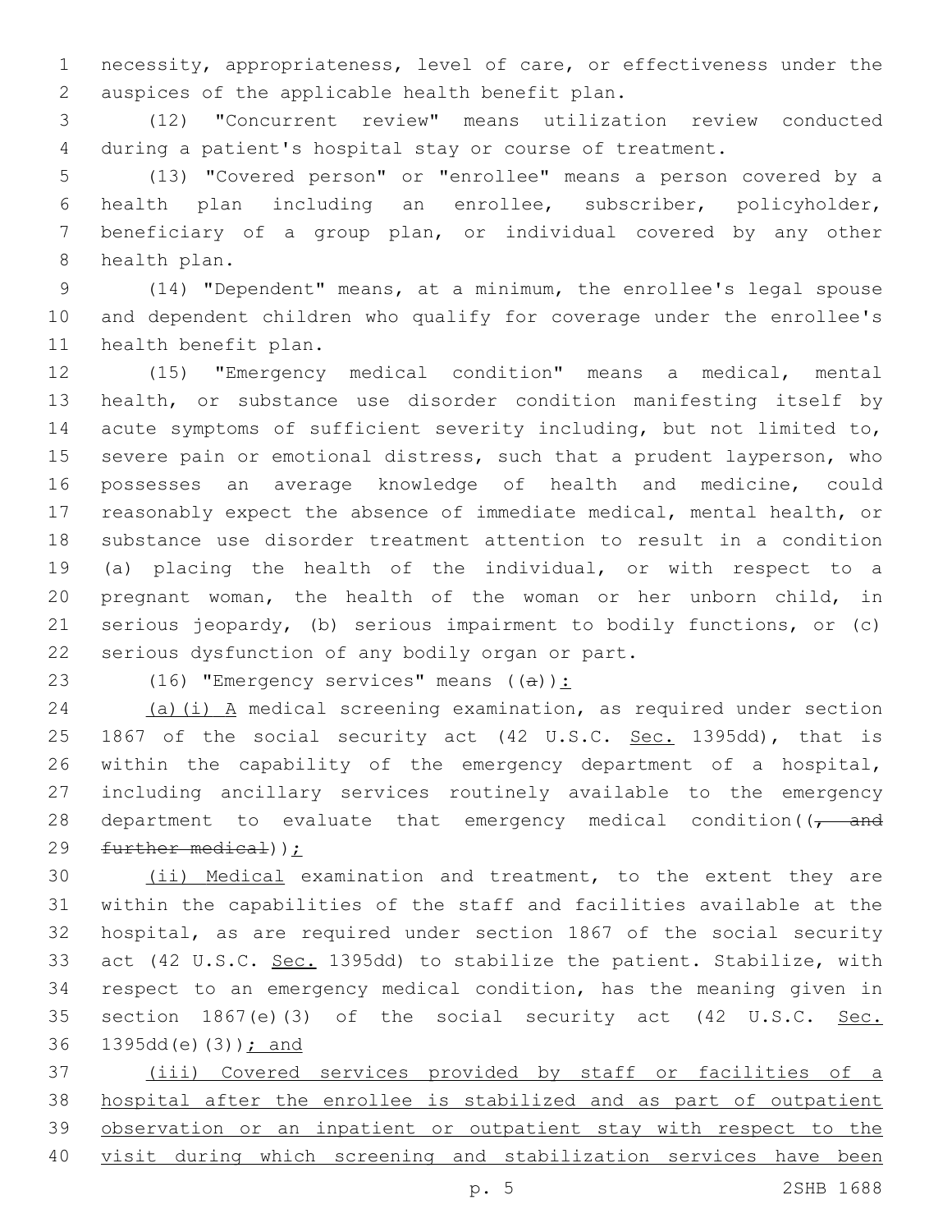necessity, appropriateness, level of care, or effectiveness under the auspices of the applicable health benefit plan.

(12) "Concurrent review" means utilization review conducted during a patient's hospital stay or course of treatment.

(13) "Covered person" or "enrollee" means a person covered by a health plan including an enrollee, subscriber, policyholder, beneficiary of a group plan, or individual covered by any other health plan.

(14) "Dependent" means, at a minimum, the enrollee's legal spouse and dependent children who qualify for coverage under the enrollee's health benefit plan.

(15) "Emergency medical condition" means a medical, mental health, or substance use disorder condition manifesting itself by acute symptoms of sufficient severity including, but not limited to, severe pain or emotional distress, such that a prudent layperson, who possesses an average knowledge of health and medicine, could reasonably expect the absence of immediate medical, mental health, or substance use disorder treatment attention to result in a condition (a) placing the health of the individual, or with respect to a pregnant woman, the health of the woman or her unborn child, in serious jeopardy, (b) serious impairment to bodily functions, or (c) serious dysfunction of any bodily organ or part.

(16) "Emergency services" means ((~~a~~)):

(a)(i) A medical screening examination, as required under section 1867 of the social security act (42 U.S.C. Sec. 1395dd), that is within the capability of the emergency department of a hospital, including ancillary services routinely available to the emergency department to evaluate that emergency medical condition((~~, and further medical~~));

(ii) Medical examination and treatment, to the extent they are within the capabilities of the staff and facilities available at the hospital, as are required under section 1867 of the social security act (42 U.S.C. Sec. 1395dd) to stabilize the patient. Stabilize, with respect to an emergency medical condition, has the meaning given in section 1867(e)(3) of the social security act (42 U.S.C. Sec. 1395dd(e)(3)); and

(iii) Covered services provided by staff or facilities of a hospital after the enrollee is stabilized and as part of outpatient observation or an inpatient or outpatient stay with respect to the visit during which screening and stabilization services have been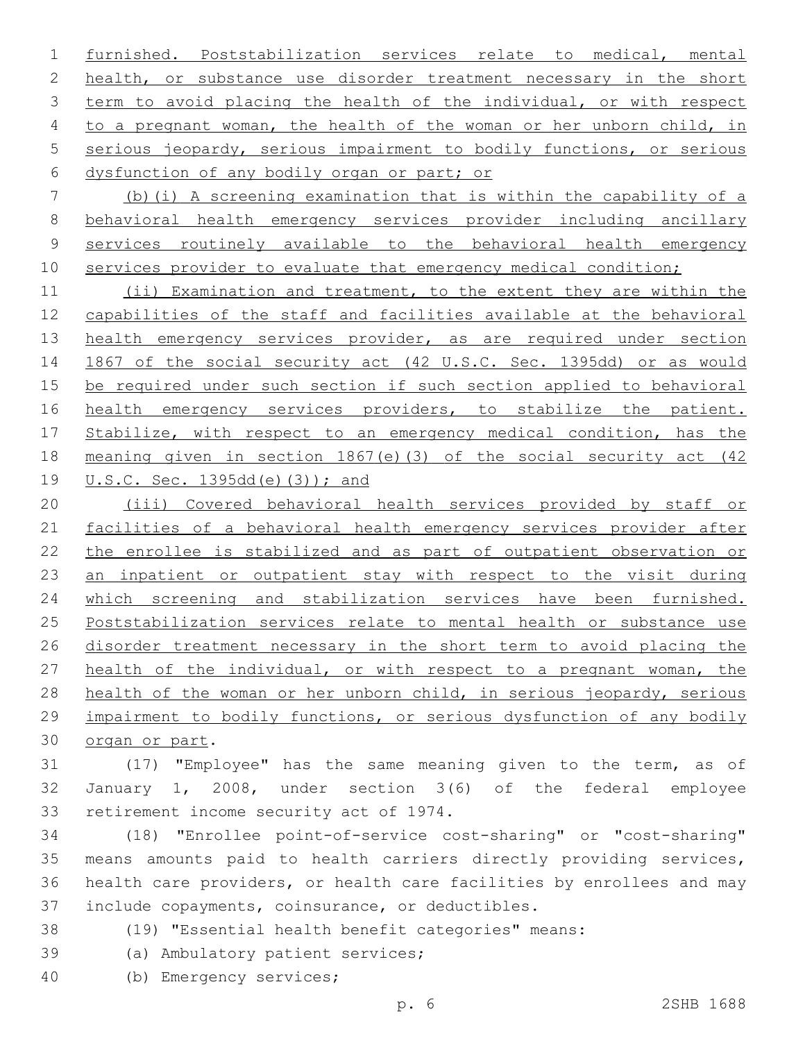furnished. Poststabilization services relate to medical, mental health, or substance use disorder treatment necessary in the short term to avoid placing the health of the individual, or with respect to a pregnant woman, the health of the woman or her unborn child, in serious jeopardy, serious impairment to bodily functions, or serious dysfunction of any bodily organ or part; or

(b)(i) A screening examination that is within the capability of a behavioral health emergency services provider including ancillary services routinely available to the behavioral health emergency services provider to evaluate that emergency medical condition;

(ii) Examination and treatment, to the extent they are within the capabilities of the staff and facilities available at the behavioral health emergency services provider, as are required under section 1867 of the social security act (42 U.S.C. Sec. 1395dd) or as would be required under such section if such section applied to behavioral health emergency services providers, to stabilize the patient. Stabilize, with respect to an emergency medical condition, has the meaning given in section 1867(e)(3) of the social security act (42 U.S.C. Sec. 1395dd(e)(3)); and

(iii) Covered behavioral health services provided by staff or facilities of a behavioral health emergency services provider after the enrollee is stabilized and as part of outpatient observation or an inpatient or outpatient stay with respect to the visit during which screening and stabilization services have been furnished. Poststabilization services relate to mental health or substance use disorder treatment necessary in the short term to avoid placing the health of the individual, or with respect to a pregnant woman, the health of the woman or her unborn child, in serious jeopardy, serious impairment to bodily functions, or serious dysfunction of any bodily organ or part.

(17) "Employee" has the same meaning given to the term, as of January 1, 2008, under section 3(6) of the federal employee retirement income security act of 1974.

(18) "Enrollee point-of-service cost-sharing" or "cost-sharing" means amounts paid to health carriers directly providing services, health care providers, or health care facilities by enrollees and may include copayments, coinsurance, or deductibles.

(19) "Essential health benefit categories" means:

(a) Ambulatory patient services;

(b) Emergency services;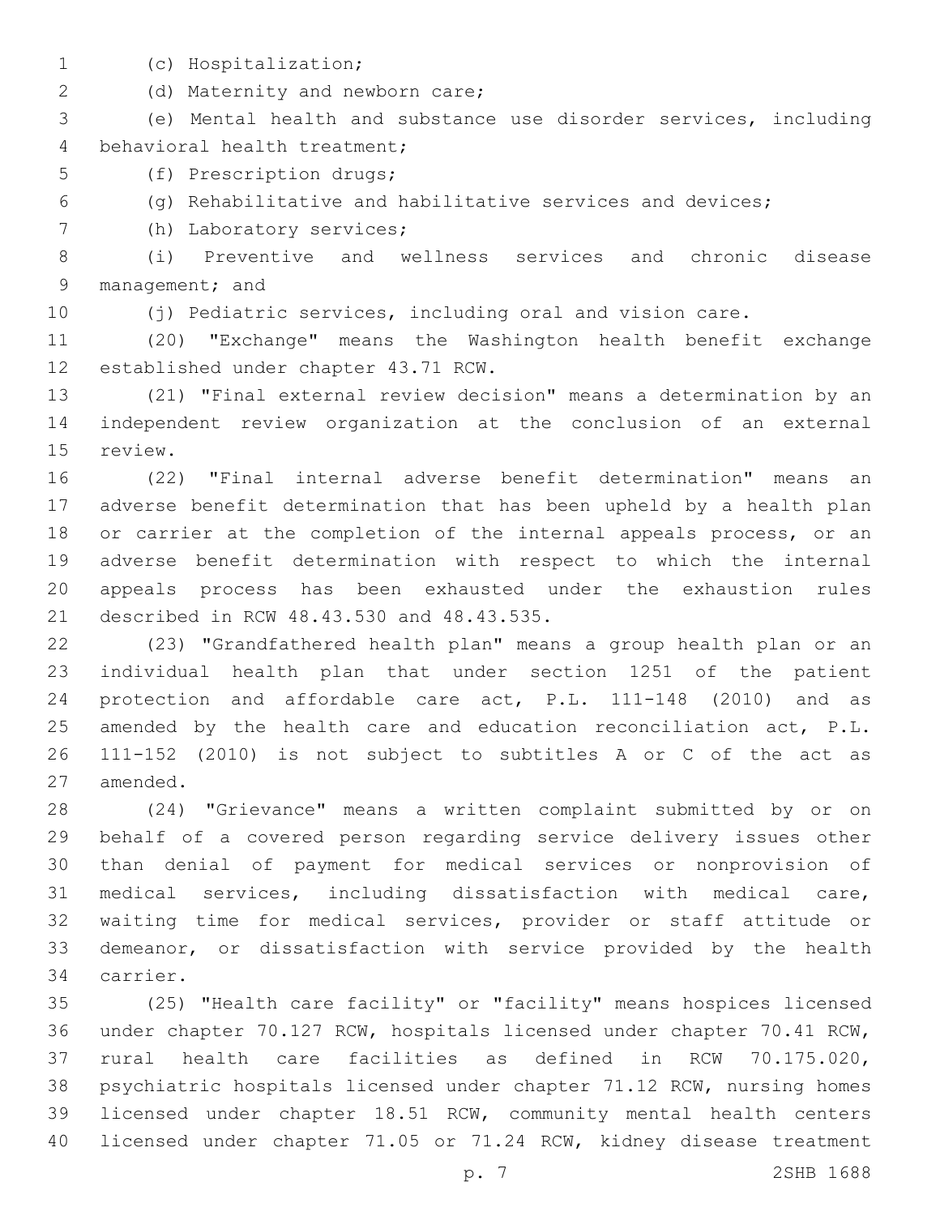(c) Hospitalization;

(d) Maternity and newborn care;

(e) Mental health and substance use disorder services, including behavioral health treatment;

(f) Prescription drugs;

(g) Rehabilitative and habilitative services and devices;

(h) Laboratory services;

(i) Preventive and wellness services and chronic disease management; and

(j) Pediatric services, including oral and vision care.

(20) "Exchange" means the Washington health benefit exchange established under chapter 43.71 RCW.

(21) "Final external review decision" means a determination by an independent review organization at the conclusion of an external review.

(22) "Final internal adverse benefit determination" means an adverse benefit determination that has been upheld by a health plan or carrier at the completion of the internal appeals process, or an adverse benefit determination with respect to which the internal appeals process has been exhausted under the exhaustion rules described in RCW 48.43.530 and 48.43.535.

(23) "Grandfathered health plan" means a group health plan or an individual health plan that under section 1251 of the patient protection and affordable care act, P.L. 111-148 (2010) and as amended by the health care and education reconciliation act, P.L. 111-152 (2010) is not subject to subtitles A or C of the act as amended.

(24) "Grievance" means a written complaint submitted by or on behalf of a covered person regarding service delivery issues other than denial of payment for medical services or nonprovision of medical services, including dissatisfaction with medical care, waiting time for medical services, provider or staff attitude or demeanor, or dissatisfaction with service provided by the health carrier.

(25) "Health care facility" or "facility" means hospices licensed under chapter 70.127 RCW, hospitals licensed under chapter 70.41 RCW, rural health care facilities as defined in RCW 70.175.020, psychiatric hospitals licensed under chapter 71.12 RCW, nursing homes licensed under chapter 18.51 RCW, community mental health centers licensed under chapter 71.05 or 71.24 RCW, kidney disease treatment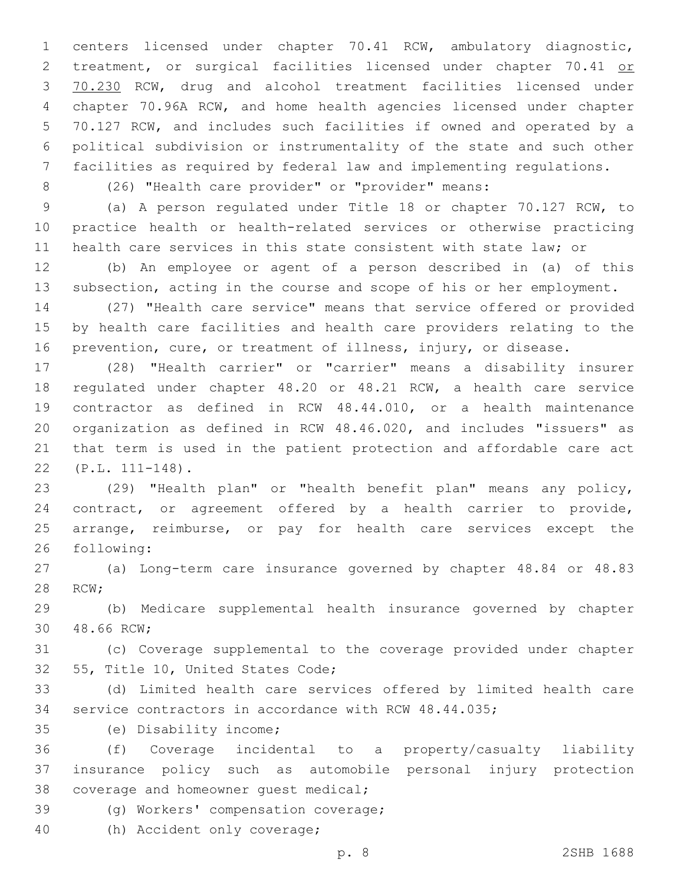centers licensed under chapter 70.41 RCW, ambulatory diagnostic, treatment, or surgical facilities licensed under chapter 70.41 <u>or 70.230</u> RCW, drug and alcohol treatment facilities licensed under chapter 70.96A RCW, and home health agencies licensed under chapter 70.127 RCW, and includes such facilities if owned and operated by a political subdivision or instrumentality of the state and such other facilities as required by federal law and implementing regulations.

(26) "Health care provider" or "provider" means:

(a) A person regulated under Title 18 or chapter 70.127 RCW, to practice health or health-related services or otherwise practicing health care services in this state consistent with state law; or

(b) An employee or agent of a person described in (a) of this subsection, acting in the course and scope of his or her employment.

(27) "Health care service" means that service offered or provided by health care facilities and health care providers relating to the prevention, cure, or treatment of illness, injury, or disease.

(28) "Health carrier" or "carrier" means a disability insurer regulated under chapter 48.20 or 48.21 RCW, a health care service contractor as defined in RCW 48.44.010, or a health maintenance organization as defined in RCW 48.46.020, and includes "issuers" as that term is used in the patient protection and affordable care act (P.L. 111-148).

(29) "Health plan" or "health benefit plan" means any policy, contract, or agreement offered by a health carrier to provide, arrange, reimburse, or pay for health care services except the following:

(a) Long-term care insurance governed by chapter 48.84 or 48.83 RCW;

(b) Medicare supplemental health insurance governed by chapter 48.66 RCW;

(c) Coverage supplemental to the coverage provided under chapter 55, Title 10, United States Code;

(d) Limited health care services offered by limited health care service contractors in accordance with RCW 48.44.035;

(e) Disability income;

(f) Coverage incidental to a property/casualty liability insurance policy such as automobile personal injury protection coverage and homeowner guest medical;

(g) Workers' compensation coverage;

(h) Accident only coverage;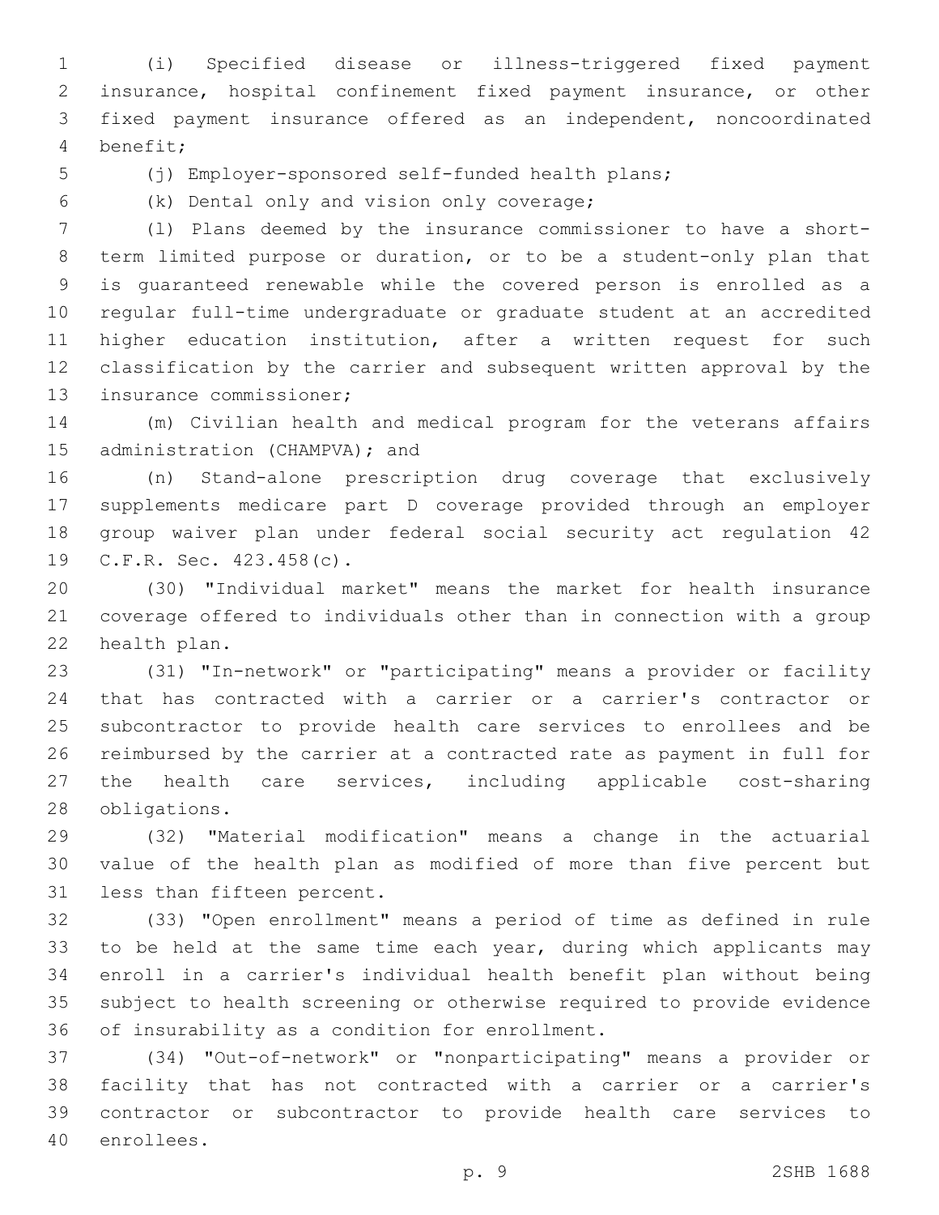(i) Specified disease or illness-triggered fixed payment insurance, hospital confinement fixed payment insurance, or other fixed payment insurance offered as an independent, noncoordinated benefit;

(j) Employer-sponsored self-funded health plans;

(k) Dental only and vision only coverage;

(l) Plans deemed by the insurance commissioner to have a short-term limited purpose or duration, or to be a student-only plan that is guaranteed renewable while the covered person is enrolled as a regular full-time undergraduate or graduate student at an accredited higher education institution, after a written request for such classification by the carrier and subsequent written approval by the insurance commissioner;

(m) Civilian health and medical program for the veterans affairs administration (CHAMPVA); and

(n) Stand-alone prescription drug coverage that exclusively supplements medicare part D coverage provided through an employer group waiver plan under federal social security act regulation 42 C.F.R. Sec. 423.458(c).

(30) "Individual market" means the market for health insurance coverage offered to individuals other than in connection with a group health plan.

(31) "In-network" or "participating" means a provider or facility that has contracted with a carrier or a carrier's contractor or subcontractor to provide health care services to enrollees and be reimbursed by the carrier at a contracted rate as payment in full for the health care services, including applicable cost-sharing obligations.

(32) "Material modification" means a change in the actuarial value of the health plan as modified of more than five percent but less than fifteen percent.

(33) "Open enrollment" means a period of time as defined in rule to be held at the same time each year, during which applicants may enroll in a carrier's individual health benefit plan without being subject to health screening or otherwise required to provide evidence of insurability as a condition for enrollment.

(34) "Out-of-network" or "nonparticipating" means a provider or facility that has not contracted with a carrier or a carrier's contractor or subcontractor to provide health care services to enrollees.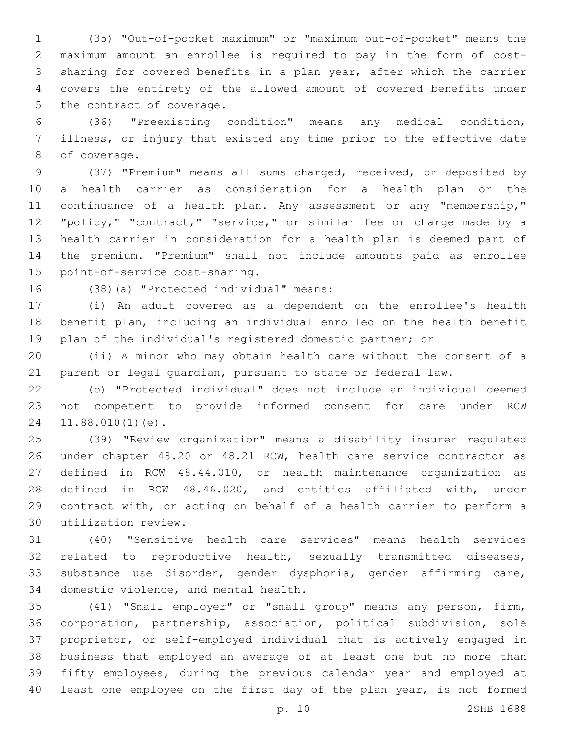(35) "Out-of-pocket maximum" or "maximum out-of-pocket" means the maximum amount an enrollee is required to pay in the form of cost-sharing for covered benefits in a plan year, after which the carrier covers the entirety of the allowed amount of covered benefits under the contract of coverage.

(36) "Preexisting condition" means any medical condition, illness, or injury that existed any time prior to the effective date of coverage.

(37) "Premium" means all sums charged, received, or deposited by a health carrier as consideration for a health plan or the continuance of a health plan. Any assessment or any "membership," "policy," "contract," "service," or similar fee or charge made by a health carrier in consideration for a health plan is deemed part of the premium. "Premium" shall not include amounts paid as enrollee point-of-service cost-sharing.

(38)(a) "Protected individual" means:

(i) An adult covered as a dependent on the enrollee's health benefit plan, including an individual enrolled on the health benefit plan of the individual's registered domestic partner; or

(ii) A minor who may obtain health care without the consent of a parent or legal guardian, pursuant to state or federal law.

(b) "Protected individual" does not include an individual deemed not competent to provide informed consent for care under RCW 11.88.010(1)(e).

(39) "Review organization" means a disability insurer regulated under chapter 48.20 or 48.21 RCW, health care service contractor as defined in RCW 48.44.010, or health maintenance organization as defined in RCW 48.46.020, and entities affiliated with, under contract with, or acting on behalf of a health carrier to perform a utilization review.

(40) "Sensitive health care services" means health services related to reproductive health, sexually transmitted diseases, substance use disorder, gender dysphoria, gender affirming care, domestic violence, and mental health.

(41) "Small employer" or "small group" means any person, firm, corporation, partnership, association, political subdivision, sole proprietor, or self-employed individual that is actively engaged in business that employed an average of at least one but no more than fifty employees, during the previous calendar year and employed at least one employee on the first day of the plan year, is not formed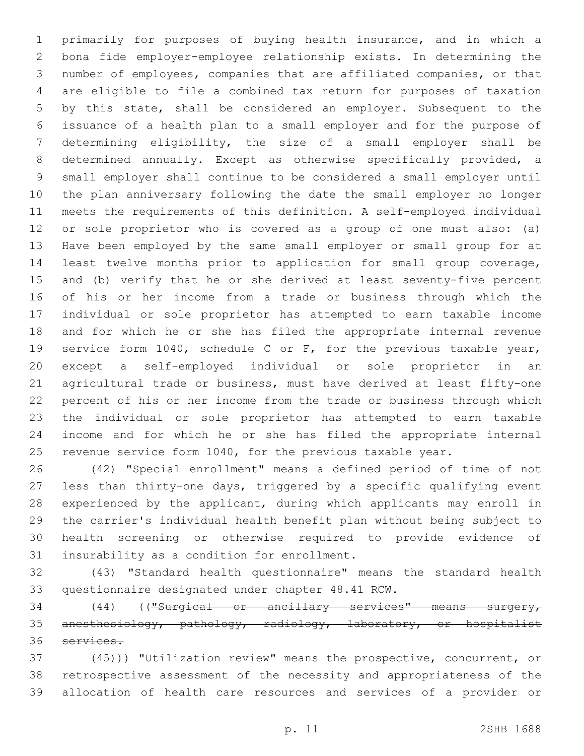primarily for purposes of buying health insurance, and in which a bona fide employer-employee relationship exists. In determining the number of employees, companies that are affiliated companies, or that are eligible to file a combined tax return for purposes of taxation by this state, shall be considered an employer. Subsequent to the issuance of a health plan to a small employer and for the purpose of determining eligibility, the size of a small employer shall be determined annually. Except as otherwise specifically provided, a small employer shall continue to be considered a small employer until the plan anniversary following the date the small employer no longer meets the requirements of this definition. A self-employed individual or sole proprietor who is covered as a group of one must also: (a) Have been employed by the same small employer or small group for at least twelve months prior to application for small group coverage, and (b) verify that he or she derived at least seventy-five percent of his or her income from a trade or business through which the individual or sole proprietor has attempted to earn taxable income and for which he or she has filed the appropriate internal revenue service form 1040, schedule C or F, for the previous taxable year, except a self-employed individual or sole proprietor in an agricultural trade or business, must have derived at least fifty-one percent of his or her income from the trade or business through which the individual or sole proprietor has attempted to earn taxable income and for which he or she has filed the appropriate internal revenue service form 1040, for the previous taxable year.

(42) "Special enrollment" means a defined period of time of not less than thirty-one days, triggered by a specific qualifying event experienced by the applicant, during which applicants may enroll in the carrier's individual health benefit plan without being subject to health screening or otherwise required to provide evidence of insurability as a condition for enrollment.

(43) "Standard health questionnaire" means the standard health questionnaire designated under chapter 48.41 RCW.

(44) ((~~"Surgical or ancillary services" means surgery, anesthesiology, pathology, radiology, laboratory, or hospitalist services.~~

~~(45)~~)) "Utilization review" means the prospective, concurrent, or retrospective assessment of the necessity and appropriateness of the allocation of health care resources and services of a provider or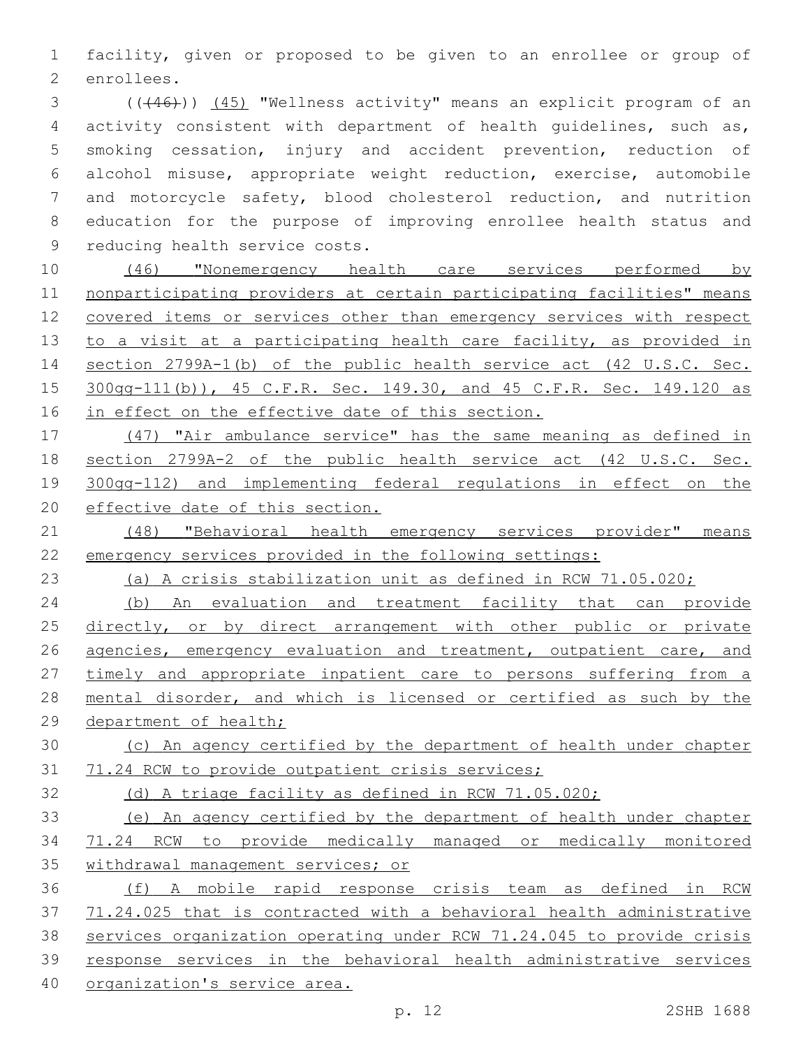facility, given or proposed to be given to an enrollee or group of enrollees.

(((46))) (45) "Wellness activity" means an explicit program of an activity consistent with department of health guidelines, such as, smoking cessation, injury and accident prevention, reduction of alcohol misuse, appropriate weight reduction, exercise, automobile and motorcycle safety, blood cholesterol reduction, and nutrition education for the purpose of improving enrollee health status and reducing health service costs.

(46) "Nonemergency health care services performed by nonparticipating providers at certain participating facilities" means covered items or services other than emergency services with respect to a visit at a participating health care facility, as provided in section 2799A-1(b) of the public health service act (42 U.S.C. Sec. 300gg-111(b)), 45 C.F.R. Sec. 149.30, and 45 C.F.R. Sec. 149.120 as in effect on the effective date of this section.

(47) "Air ambulance service" has the same meaning as defined in section 2799A-2 of the public health service act (42 U.S.C. Sec. 300gg-112) and implementing federal regulations in effect on the effective date of this section.

(48) "Behavioral health emergency services provider" means emergency services provided in the following settings:

(a) A crisis stabilization unit as defined in RCW 71.05.020;

(b) An evaluation and treatment facility that can provide directly, or by direct arrangement with other public or private agencies, emergency evaluation and treatment, outpatient care, and timely and appropriate inpatient care to persons suffering from a mental disorder, and which is licensed or certified as such by the department of health;

(c) An agency certified by the department of health under chapter 71.24 RCW to provide outpatient crisis services;

(d) A triage facility as defined in RCW 71.05.020;

(e) An agency certified by the department of health under chapter 71.24 RCW to provide medically managed or medically monitored withdrawal management services; or

(f) A mobile rapid response crisis team as defined in RCW 71.24.025 that is contracted with a behavioral health administrative services organization operating under RCW 71.24.045 to provide crisis response services in the behavioral health administrative services organization's service area.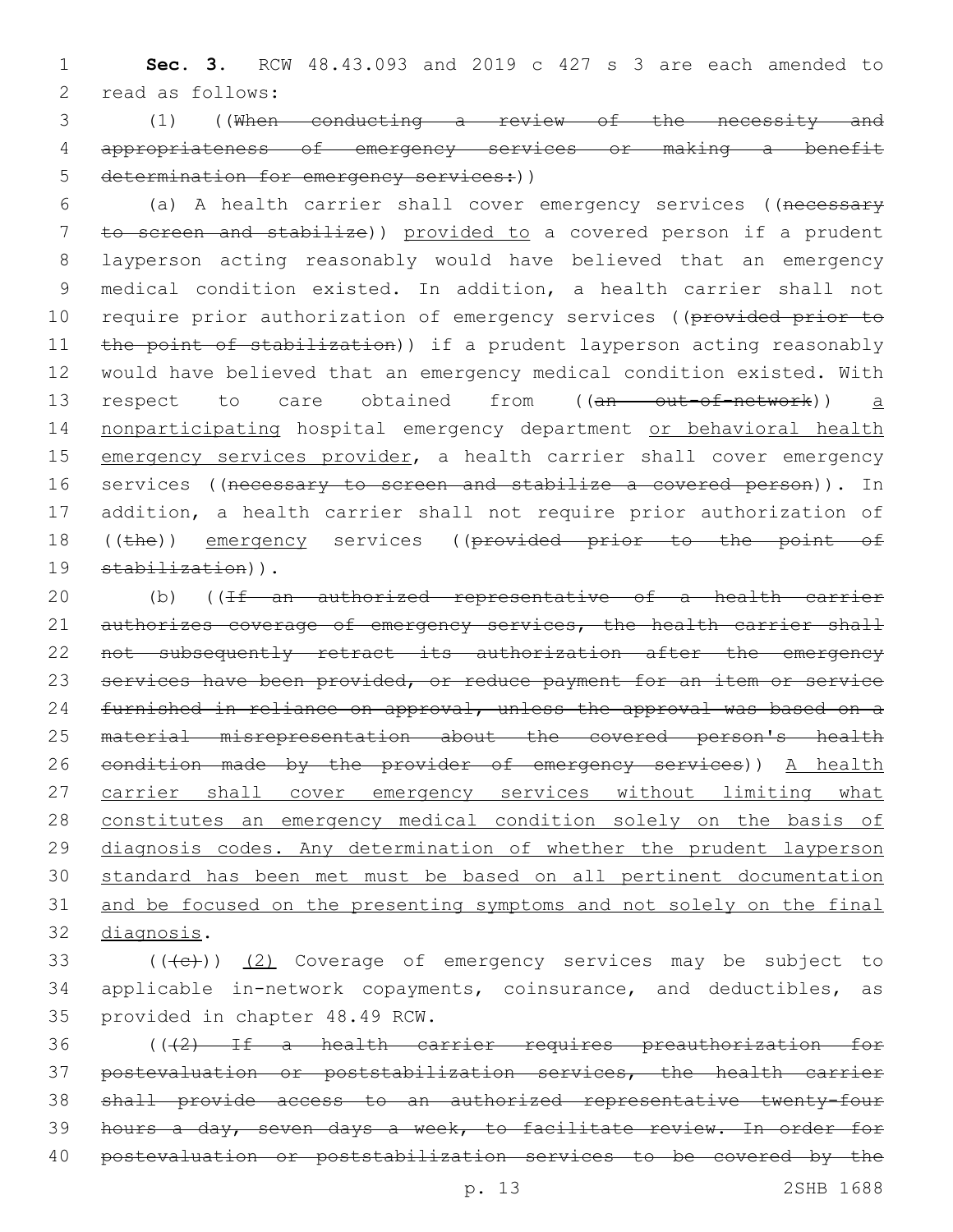**Sec. 3.** RCW 48.43.093 and 2019 c 427 s 3 are each amended to read as follows:

(1) ((~~When conducting a review of the necessity and appropriateness of emergency services or making a benefit determination for emergency services:~~))

(a) A health carrier shall cover emergency services ((~~necessary to screen and stabilize~~)) provided to a covered person if a prudent layperson acting reasonably would have believed that an emergency medical condition existed. In addition, a health carrier shall not require prior authorization of emergency services ((~~provided prior to the point of stabilization~~)) if a prudent layperson acting reasonably would have believed that an emergency medical condition existed. With respect to care obtained from ((~~an out-of-network~~)) a nonparticipating hospital emergency department or behavioral health emergency services provider, a health carrier shall cover emergency services ((~~necessary to screen and stabilize a covered person~~)). In addition, a health carrier shall not require prior authorization of ((~~the~~)) emergency services ((~~provided prior to the point of stabilization~~)).

(b) ((~~If an authorized representative of a health carrier authorizes coverage of emergency services, the health carrier shall not subsequently retract its authorization after the emergency services have been provided, or reduce payment for an item or service furnished in reliance on approval, unless the approval was based on a material misrepresentation about the covered person's health condition made by the provider of emergency services~~)) A health carrier shall cover emergency services without limiting what constitutes an emergency medical condition solely on the basis of diagnosis codes. Any determination of whether the prudent layperson standard has been met must be based on all pertinent documentation and be focused on the presenting symptoms and not solely on the final diagnosis.

((~~(c)~~)) (2) Coverage of emergency services may be subject to applicable in-network copayments, coinsurance, and deductibles, as provided in chapter 48.49 RCW.

((~~(2) If a health carrier requires preauthorization for postevaluation or poststabilization services, the health carrier shall provide access to an authorized representative twenty-four hours a day, seven days a week, to facilitate review. In order for postevaluation or poststabilization services to be covered by the~~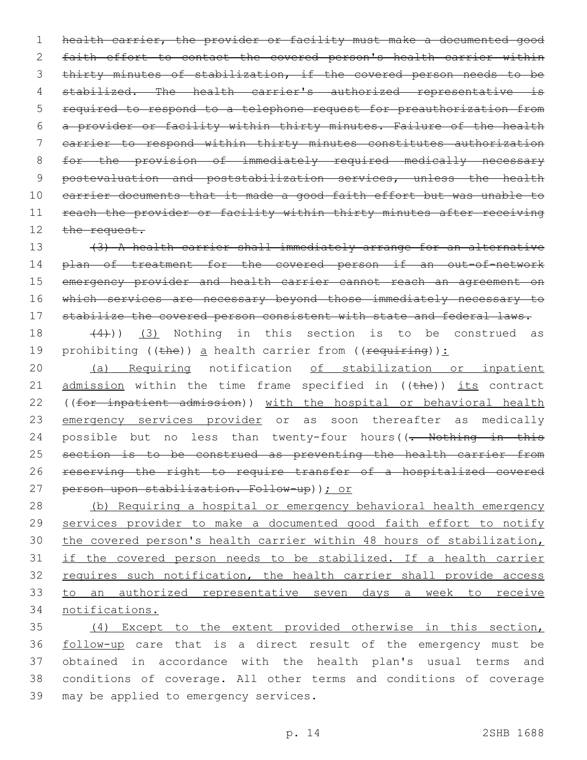~~health carrier, the provider or facility must make a documented good faith effort to contact the covered person's health carrier within thirty minutes of stabilization, if the covered person needs to be stabilized. The health carrier's authorized representative is required to respond to a telephone request for preauthorization from a provider or facility within thirty minutes. Failure of the health carrier to respond within thirty minutes constitutes authorization for the provision of immediately required medically necessary postevaluation and poststabilization services, unless the health carrier documents that it made a good faith effort but was unable to reach the provider or facility within thirty minutes after receiving the request.~~

~~(3) A health carrier shall immediately arrange for an alternative plan of treatment for the covered person if an out-of-network emergency provider and health carrier cannot reach an agreement on which services are necessary beyond those immediately necessary to stabilize the covered person consistent with state and federal laws.~~

~~(4)~~)) <u>(3)</u> Nothing in this section is to be construed as prohibiting ((~~the~~)) <u>a</u> health carrier from ((~~requiring~~))<u>:</u>

<u>(a) Requiring</u> notification <u>of stabilization or inpatient admission</u> within the time frame specified in ((~~the~~)) <u>its</u> contract ((~~for inpatient admission~~)) <u>with the hospital or behavioral health emergency services provider</u> or as soon thereafter as medically possible but no less than twenty-four hours((~~. Nothing in this section is to be construed as preventing the health carrier from reserving the right to require transfer of a hospitalized covered person upon stabilization. Follow-up~~))<u>; or</u>

<u>(b) Requiring a hospital or emergency behavioral health emergency services provider to make a documented good faith effort to notify the covered person's health carrier within 48 hours of stabilization, if the covered person needs to be stabilized. If a health carrier requires such notification, the health carrier shall provide access to an authorized representative seven days a week to receive notifications.</u>

<u>(4) Except to the extent provided otherwise in this section, follow-up</u> care that is a direct result of the emergency must be obtained in accordance with the health plan's usual terms and conditions of coverage. All other terms and conditions of coverage may be applied to emergency services.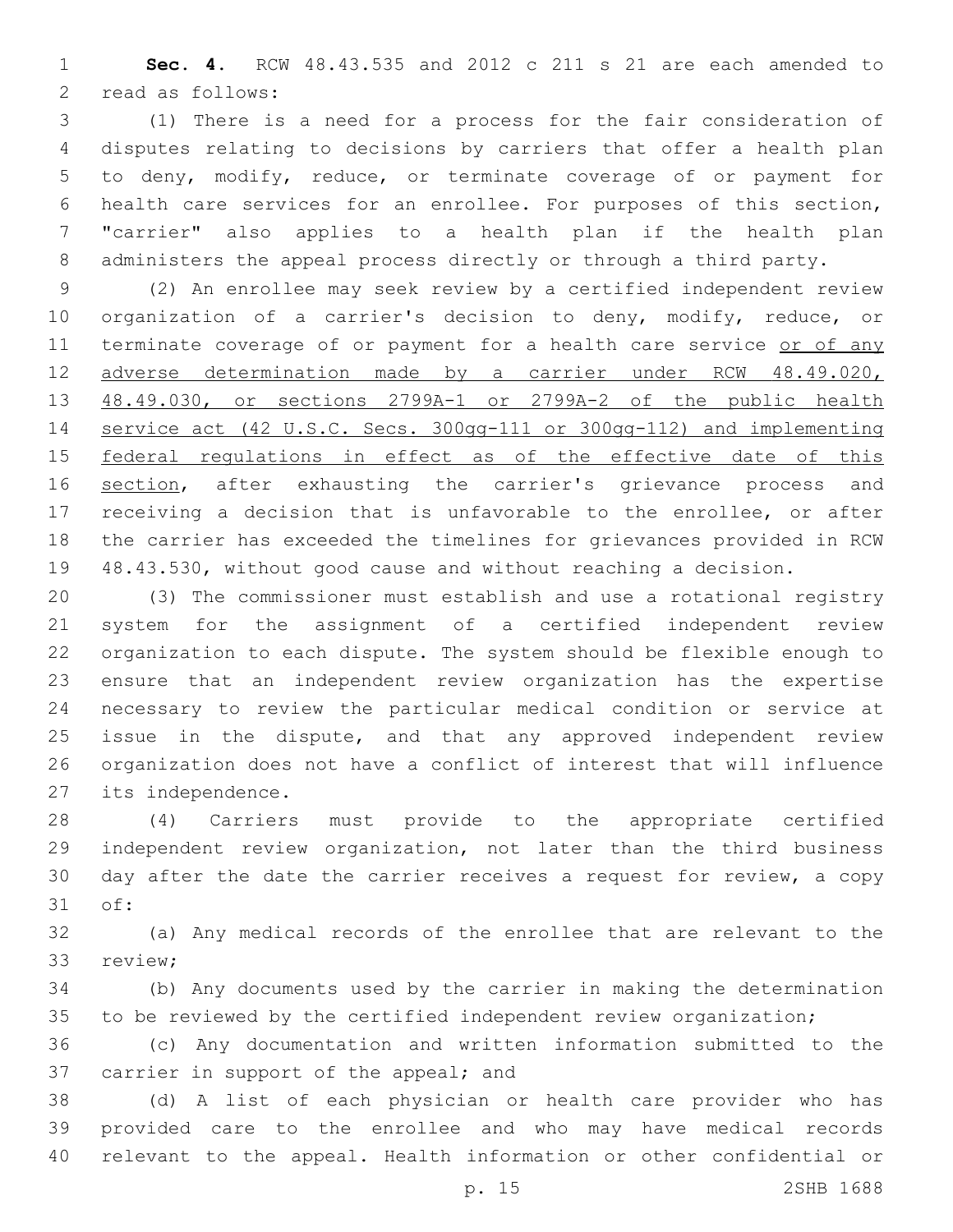**Sec. 4.** RCW 48.43.535 and 2012 c 211 s 21 are each amended to read as follows:

(1) There is a need for a process for the fair consideration of disputes relating to decisions by carriers that offer a health plan to deny, modify, reduce, or terminate coverage of or payment for health care services for an enrollee. For purposes of this section, "carrier" also applies to a health plan if the health plan administers the appeal process directly or through a third party.

(2) An enrollee may seek review by a certified independent review organization of a carrier's decision to deny, modify, reduce, or terminate coverage of or payment for a health care service <u>or of any adverse determination made by a carrier under RCW 48.49.020, 48.49.030, or sections 2799A-1 or 2799A-2 of the public health service act (42 U.S.C. Secs. 300gg-111 or 300gg-112) and implementing federal regulations in effect as of the effective date of this section</u>, after exhausting the carrier's grievance process and receiving a decision that is unfavorable to the enrollee, or after the carrier has exceeded the timelines for grievances provided in RCW 48.43.530, without good cause and without reaching a decision.

(3) The commissioner must establish and use a rotational registry system for the assignment of a certified independent review organization to each dispute. The system should be flexible enough to ensure that an independent review organization has the expertise necessary to review the particular medical condition or service at issue in the dispute, and that any approved independent review organization does not have a conflict of interest that will influence its independence.

(4) Carriers must provide to the appropriate certified independent review organization, not later than the third business day after the date the carrier receives a request for review, a copy of:

(a) Any medical records of the enrollee that are relevant to the review;

(b) Any documents used by the carrier in making the determination to be reviewed by the certified independent review organization;

(c) Any documentation and written information submitted to the carrier in support of the appeal; and

(d) A list of each physician or health care provider who has provided care to the enrollee and who may have medical records relevant to the appeal. Health information or other confidential or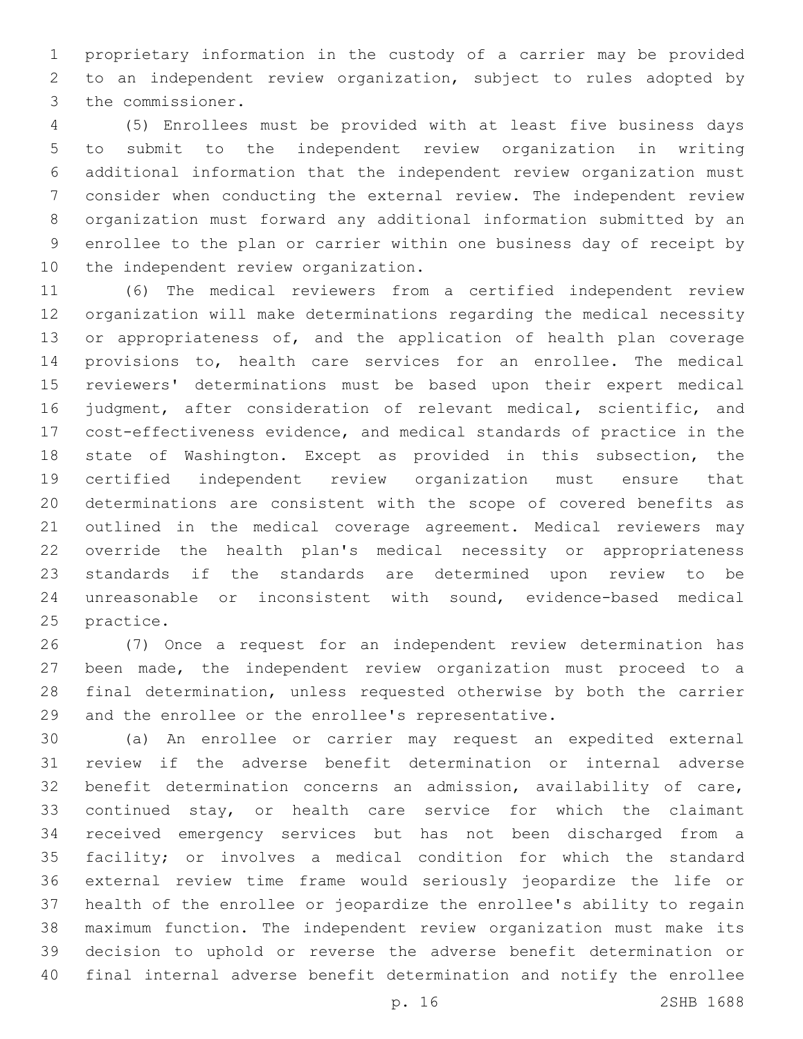proprietary information in the custody of a carrier may be provided to an independent review organization, subject to rules adopted by the commissioner.

(5) Enrollees must be provided with at least five business days to submit to the independent review organization in writing additional information that the independent review organization must consider when conducting the external review. The independent review organization must forward any additional information submitted by an enrollee to the plan or carrier within one business day of receipt by the independent review organization.

(6) The medical reviewers from a certified independent review organization will make determinations regarding the medical necessity or appropriateness of, and the application of health plan coverage provisions to, health care services for an enrollee. The medical reviewers' determinations must be based upon their expert medical judgment, after consideration of relevant medical, scientific, and cost-effectiveness evidence, and medical standards of practice in the state of Washington. Except as provided in this subsection, the certified independent review organization must ensure that determinations are consistent with the scope of covered benefits as outlined in the medical coverage agreement. Medical reviewers may override the health plan's medical necessity or appropriateness standards if the standards are determined upon review to be unreasonable or inconsistent with sound, evidence-based medical practice.

(7) Once a request for an independent review determination has been made, the independent review organization must proceed to a final determination, unless requested otherwise by both the carrier and the enrollee or the enrollee's representative.

(a) An enrollee or carrier may request an expedited external review if the adverse benefit determination or internal adverse benefit determination concerns an admission, availability of care, continued stay, or health care service for which the claimant received emergency services but has not been discharged from a facility; or involves a medical condition for which the standard external review time frame would seriously jeopardize the life or health of the enrollee or jeopardize the enrollee's ability to regain maximum function. The independent review organization must make its decision to uphold or reverse the adverse benefit determination or final internal adverse benefit determination and notify the enrollee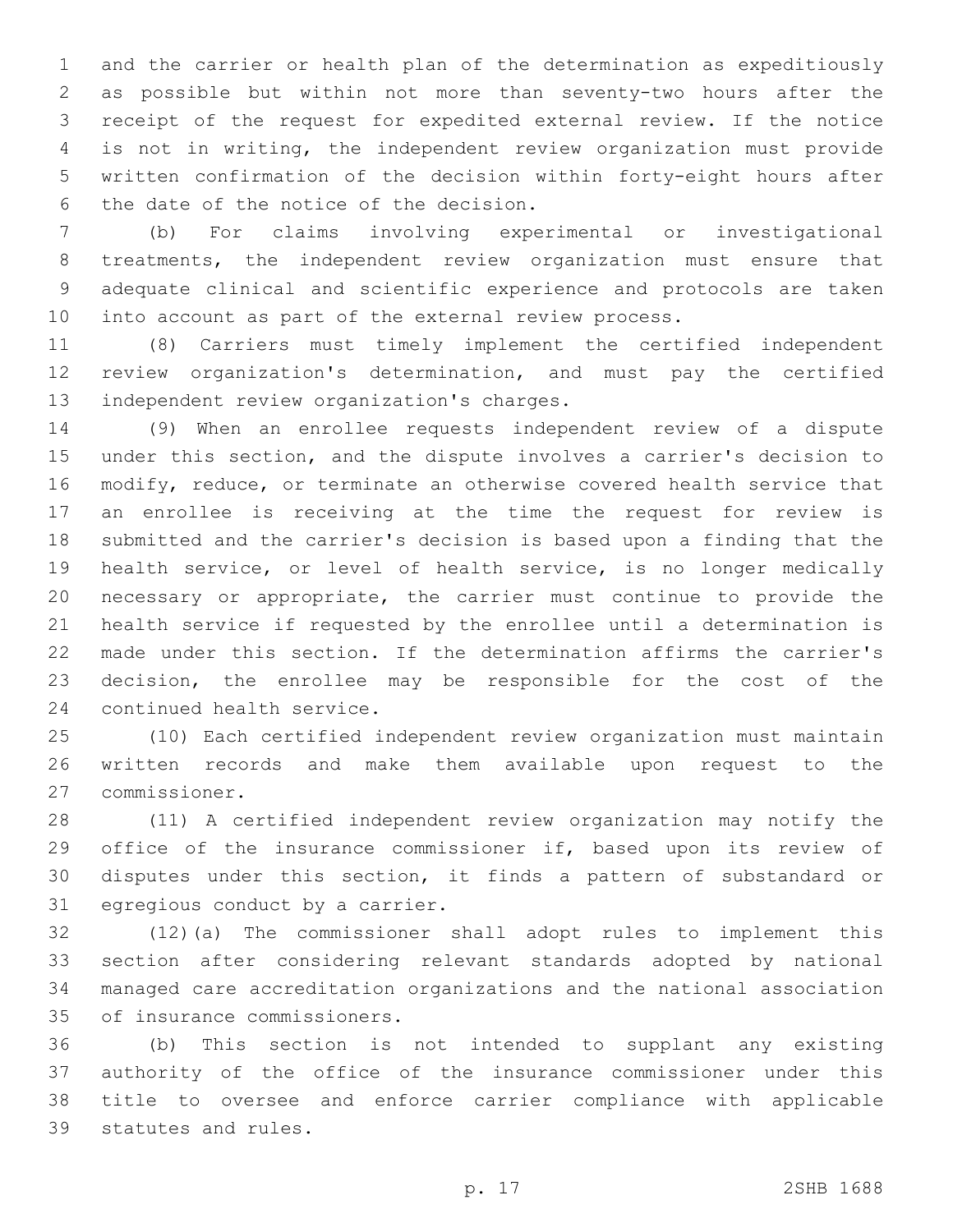and the carrier or health plan of the determination as expeditiously as possible but within not more than seventy-two hours after the receipt of the request for expedited external review. If the notice is not in writing, the independent review organization must provide written confirmation of the decision within forty-eight hours after the date of the notice of the decision.

(b) For claims involving experimental or investigational treatments, the independent review organization must ensure that adequate clinical and scientific experience and protocols are taken into account as part of the external review process.

(8) Carriers must timely implement the certified independent review organization's determination, and must pay the certified independent review organization's charges.

(9) When an enrollee requests independent review of a dispute under this section, and the dispute involves a carrier's decision to modify, reduce, or terminate an otherwise covered health service that an enrollee is receiving at the time the request for review is submitted and the carrier's decision is based upon a finding that the health service, or level of health service, is no longer medically necessary or appropriate, the carrier must continue to provide the health service if requested by the enrollee until a determination is made under this section. If the determination affirms the carrier's decision, the enrollee may be responsible for the cost of the continued health service.

(10) Each certified independent review organization must maintain written records and make them available upon request to the commissioner.

(11) A certified independent review organization may notify the office of the insurance commissioner if, based upon its review of disputes under this section, it finds a pattern of substandard or egregious conduct by a carrier.

(12)(a) The commissioner shall adopt rules to implement this section after considering relevant standards adopted by national managed care accreditation organizations and the national association of insurance commissioners.

(b) This section is not intended to supplant any existing authority of the office of the insurance commissioner under this title to oversee and enforce carrier compliance with applicable statutes and rules.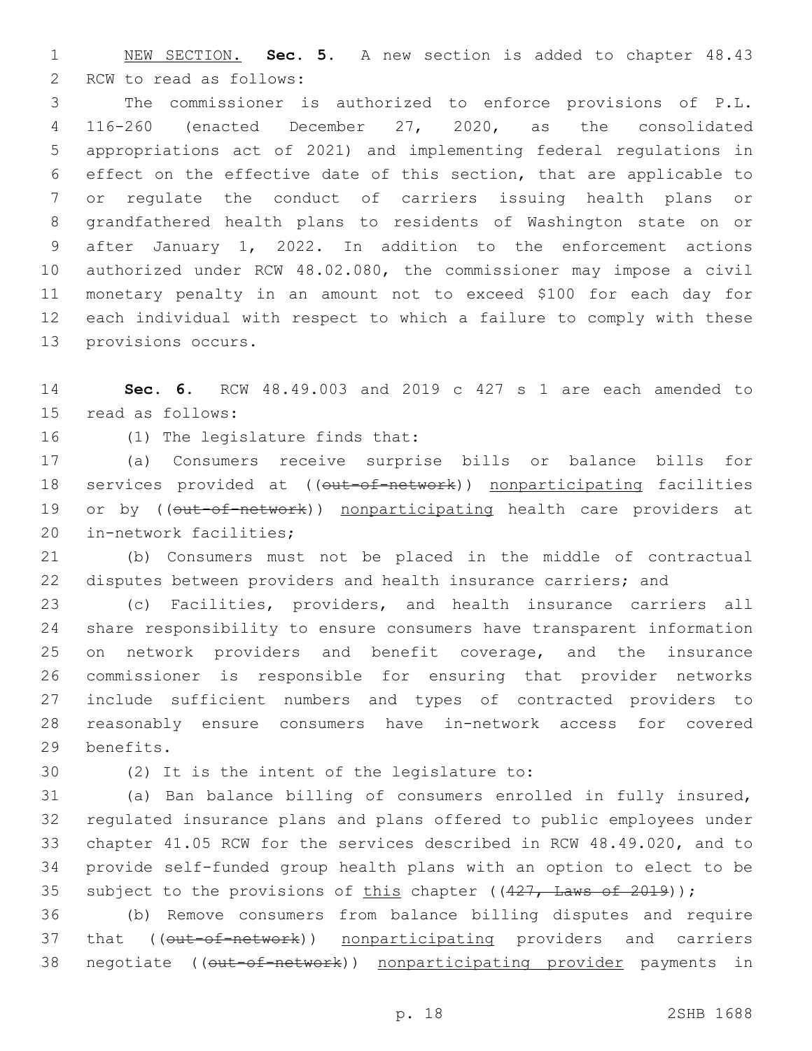NEW SECTION. **Sec. 5.** A new section is added to chapter 48.43 RCW to read as follows:

The commissioner is authorized to enforce provisions of P.L. 116-260 (enacted December 27, 2020, as the consolidated appropriations act of 2021) and implementing federal regulations in effect on the effective date of this section, that are applicable to or regulate the conduct of carriers issuing health plans or grandfathered health plans to residents of Washington state on or after January 1, 2022. In addition to the enforcement actions authorized under RCW 48.02.080, the commissioner may impose a civil monetary penalty in an amount not to exceed $100 for each day for each individual with respect to which a failure to comply with these provisions occurs.

**Sec. 6.** RCW 48.49.003 and 2019 c 427 s 1 are each amended to read as follows:

(1) The legislature finds that:

(a) Consumers receive surprise bills or balance bills for services provided at ((~~out-of-network~~)) nonparticipating facilities or by ((~~out-of-network~~)) nonparticipating health care providers at in-network facilities;

(b) Consumers must not be placed in the middle of contractual disputes between providers and health insurance carriers; and

(c) Facilities, providers, and health insurance carriers all share responsibility to ensure consumers have transparent information on network providers and benefit coverage, and the insurance commissioner is responsible for ensuring that provider networks include sufficient numbers and types of contracted providers to reasonably ensure consumers have in-network access for covered benefits.

(2) It is the intent of the legislature to:

(a) Ban balance billing of consumers enrolled in fully insured, regulated insurance plans and plans offered to public employees under chapter 41.05 RCW for the services described in RCW 48.49.020, and to provide self-funded group health plans with an option to elect to be subject to the provisions of this chapter ((~~427, Laws of 2019~~));

(b) Remove consumers from balance billing disputes and require that ((~~out-of-network~~)) nonparticipating providers and carriers negotiate ((~~out-of-network~~)) nonparticipating provider payments in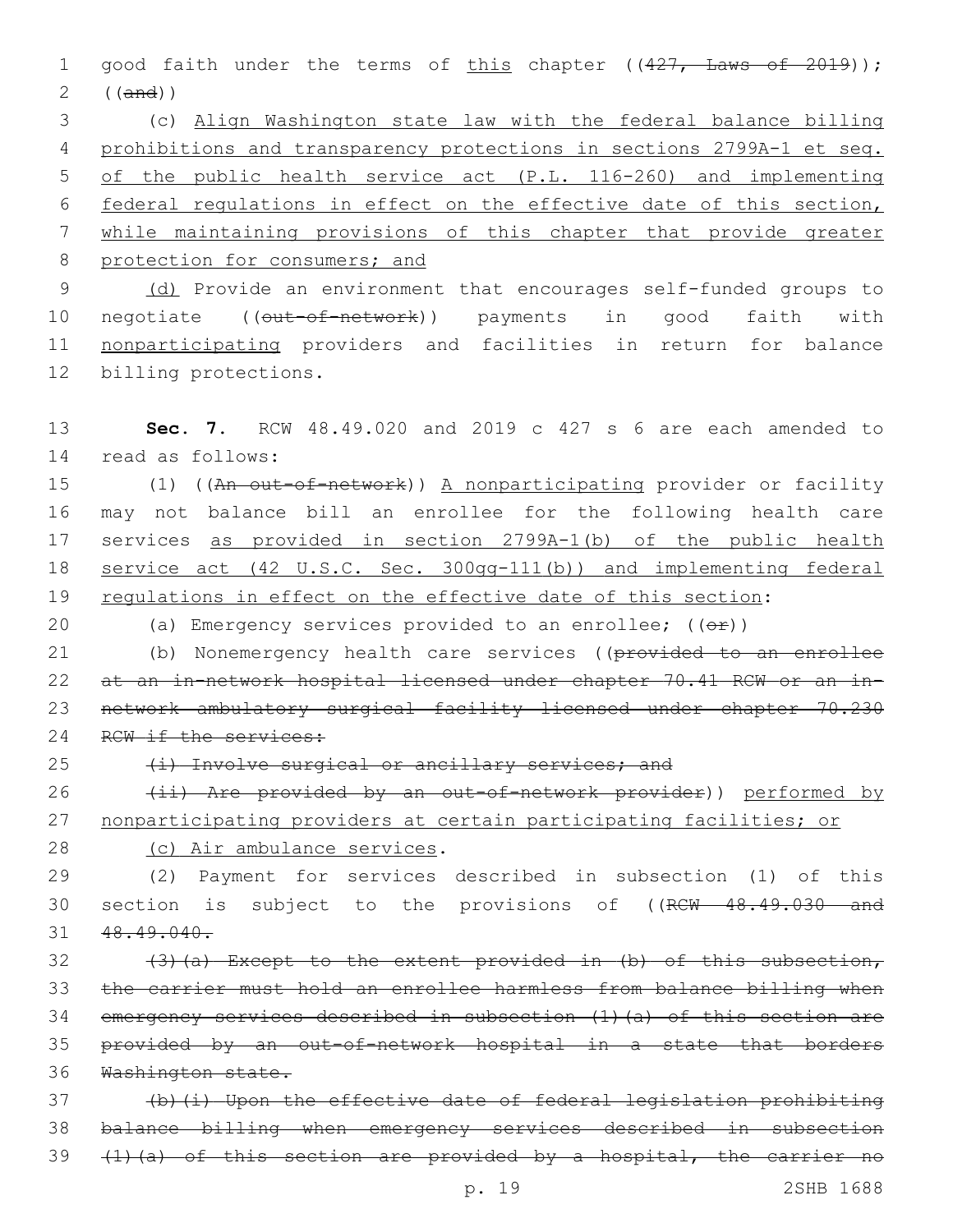good faith under the terms of this chapter ((~~427, Laws of 2019~~)); ((~~and~~))

(c) Align Washington state law with the federal balance billing prohibitions and transparency protections in sections 2799A-1 et seq. of the public health service act (P.L. 116-260) and implementing federal regulations in effect on the effective date of this section, while maintaining provisions of this chapter that provide greater protection for consumers; and

(d) Provide an environment that encourages self-funded groups to negotiate ((~~out-of-network~~)) payments in good faith with nonparticipating providers and facilities in return for balance billing protections.

**Sec. 7.** RCW 48.49.020 and 2019 c 427 s 6 are each amended to read as follows:

(1) ((~~An out-of-network~~)) A nonparticipating provider or facility may not balance bill an enrollee for the following health care services as provided in section 2799A-1(b) of the public health service act (42 U.S.C. Sec. 300gg-111(b)) and implementing federal regulations in effect on the effective date of this section:

(a) Emergency services provided to an enrollee; ((~~or~~))

(b) Nonemergency health care services ((~~provided to an enrollee at an in-network hospital licensed under chapter 70.41 RCW or an in-network ambulatory surgical facility licensed under chapter 70.230 RCW if the services:~~

~~(i) Involve surgical or ancillary services; and~~

~~(ii) Are provided by an out-of-network provider~~)) performed by nonparticipating providers at certain participating facilities; or

(c) Air ambulance services.

(2) Payment for services described in subsection (1) of this section is subject to the provisions of ((~~RCW 48.49.030 and 48.49.040.~~

~~(3)(a) Except to the extent provided in (b) of this subsection, the carrier must hold an enrollee harmless from balance billing when emergency services described in subsection (1)(a) of this section are provided by an out-of-network hospital in a state that borders Washington state.~~

~~(b)(i) Upon the effective date of federal legislation prohibiting balance billing when emergency services described in subsection (1)(a) of this section are provided by a hospital, the carrier no~~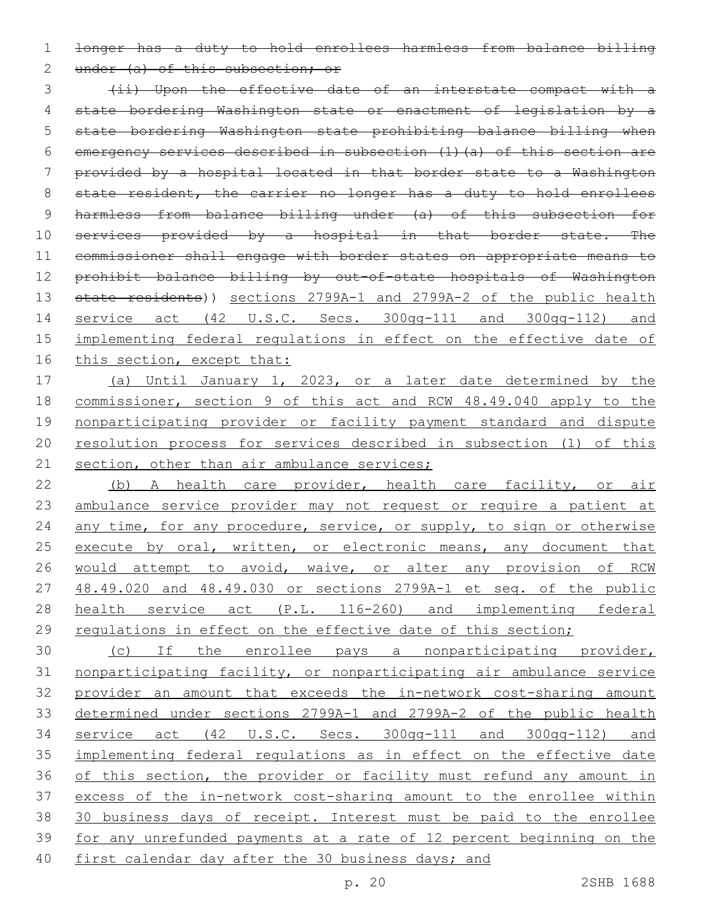~~longer has a duty to hold enrollees harmless from balance billing under (a) of this subsection; or~~

~~(ii) Upon the effective date of an interstate compact with a state bordering Washington state or enactment of legislation by a state bordering Washington state prohibiting balance billing when emergency services described in subsection (1)(a) of this section are provided by a hospital located in that border state to a Washington state resident, the carrier no longer has a duty to hold enrollees harmless from balance billing under (a) of this subsection for services provided by a hospital in that border state. The commissioner shall engage with border states on appropriate means to prohibit balance billing by out-of-state hospitals of Washington state residents~~)) <u>sections 2799A-1 and 2799A-2 of the public health service act (42 U.S.C. Secs. 300gg-111 and 300gg-112) and implementing federal regulations in effect on the effective date of this section, except that:</u>

<u>(a) Until January 1, 2023, or a later date determined by the commissioner, section 9 of this act and RCW 48.49.040 apply to the nonparticipating provider or facility payment standard and dispute resolution process for services described in subsection (1) of this section, other than air ambulance services;</u>

<u>(b) A health care provider, health care facility, or air ambulance service provider may not request or require a patient at any time, for any procedure, service, or supply, to sign or otherwise execute by oral, written, or electronic means, any document that would attempt to avoid, waive, or alter any provision of RCW 48.49.020 and 48.49.030 or sections 2799A-1 et seq. of the public health service act (P.L. 116-260) and implementing federal regulations in effect on the effective date of this section;</u>

<u>(c) If the enrollee pays a nonparticipating provider, nonparticipating facility, or nonparticipating air ambulance service provider an amount that exceeds the in-network cost-sharing amount determined under sections 2799A-1 and 2799A-2 of the public health service act (42 U.S.C. Secs. 300gg-111 and 300gg-112) and implementing federal regulations as in effect on the effective date of this section, the provider or facility must refund any amount in excess of the in-network cost-sharing amount to the enrollee within 30 business days of receipt. Interest must be paid to the enrollee for any unrefunded payments at a rate of 12 percent beginning on the first calendar day after the 30 business days; and</u>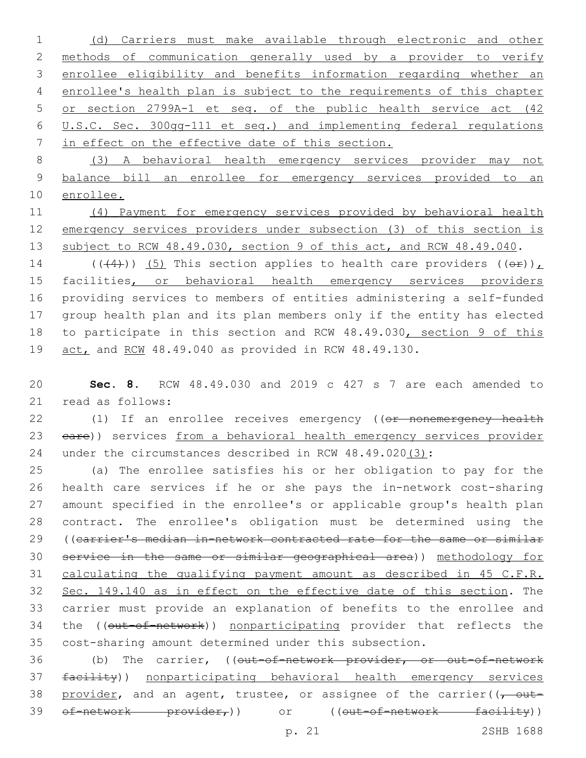(d) Carriers must make available through electronic and other methods of communication generally used by a provider to verify enrollee eligibility and benefits information regarding whether an enrollee's health plan is subject to the requirements of this chapter or section 2799A-1 et seq. of the public health service act (42 U.S.C. Sec. 300gg-111 et seq.) and implementing federal regulations in effect on the effective date of this section.

(3) A behavioral health emergency services provider may not balance bill an enrollee for emergency services provided to an enrollee.

(4) Payment for emergency services provided by behavioral health emergency services providers under subsection (3) of this section is subject to RCW 48.49.030, section 9 of this act, and RCW 48.49.040.

~~((4))~~ (5) This section applies to health care providers ((~~or~~)), facilities, or behavioral health emergency services providers providing services to members of entities administering a self-funded group health plan and its plan members only if the entity has elected to participate in this section and RCW 48.49.030, section 9 of this act, and RCW 48.49.040 as provided in RCW 48.49.130.

**Sec. 8.** RCW 48.49.030 and 2019 c 427 s 7 are each amended to read as follows:

(1) If an enrollee receives emergency ((~~or nonemergency health care~~)) services from a behavioral health emergency services provider under the circumstances described in RCW 48.49.020(3):

(a) The enrollee satisfies his or her obligation to pay for the health care services if he or she pays the in-network cost-sharing amount specified in the enrollee's or applicable group's health plan contract. The enrollee's obligation must be determined using the ((~~carrier's median in-network contracted rate for the same or similar service in the same or similar geographical area~~)) methodology for calculating the qualifying payment amount as described in 45 C.F.R. Sec. 149.140 as in effect on the effective date of this section. The carrier must provide an explanation of benefits to the enrollee and the ((~~out-of-network~~)) nonparticipating provider that reflects the cost-sharing amount determined under this subsection.

(b) The carrier, ((~~out-of-network provider, or out-of-network facility~~)) nonparticipating behavioral health emergency services provider, and an agent, trustee, or assignee of the carrier((~~, out-of-network provider,~~)) or ((~~out-of-network facility~~))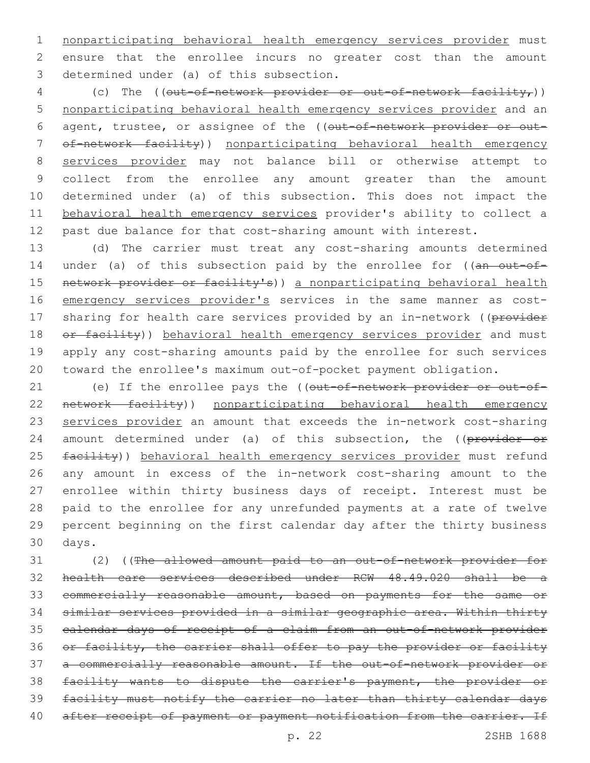nonparticipating behavioral health emergency services provider must ensure that the enrollee incurs no greater cost than the amount determined under (a) of this subsection.

(c) The ((~~out-of-network provider or out-of-network facility,~~)) nonparticipating behavioral health emergency services provider and an agent, trustee, or assignee of the ((~~out-of-network provider or out-of-network facility~~)) nonparticipating behavioral health emergency services provider may not balance bill or otherwise attempt to collect from the enrollee any amount greater than the amount determined under (a) of this subsection. This does not impact the behavioral health emergency services provider's ability to collect a past due balance for that cost-sharing amount with interest.

(d) The carrier must treat any cost-sharing amounts determined under (a) of this subsection paid by the enrollee for ((~~an out-of-network provider or facility's~~)) a nonparticipating behavioral health emergency services provider's services in the same manner as cost-sharing for health care services provided by an in-network ((~~provider or facility~~)) behavioral health emergency services provider and must apply any cost-sharing amounts paid by the enrollee for such services toward the enrollee's maximum out-of-pocket payment obligation.

(e) If the enrollee pays the ((~~out-of-network provider or out-of-network facility~~)) nonparticipating behavioral health emergency services provider an amount that exceeds the in-network cost-sharing amount determined under (a) of this subsection, the ((~~provider or facility~~)) behavioral health emergency services provider must refund any amount in excess of the in-network cost-sharing amount to the enrollee within thirty business days of receipt. Interest must be paid to the enrollee for any unrefunded payments at a rate of twelve percent beginning on the first calendar day after the thirty business days.

(2) ((~~The allowed amount paid to an out-of-network provider for health care services described under RCW 48.49.020 shall be a commercially reasonable amount, based on payments for the same or similar services provided in a similar geographic area. Within thirty calendar days of receipt of a claim from an out-of-network provider or facility, the carrier shall offer to pay the provider or facility a commercially reasonable amount. If the out-of-network provider or facility wants to dispute the carrier's payment, the provider or facility must notify the carrier no later than thirty calendar days after receipt of payment or payment notification from the carrier. If~~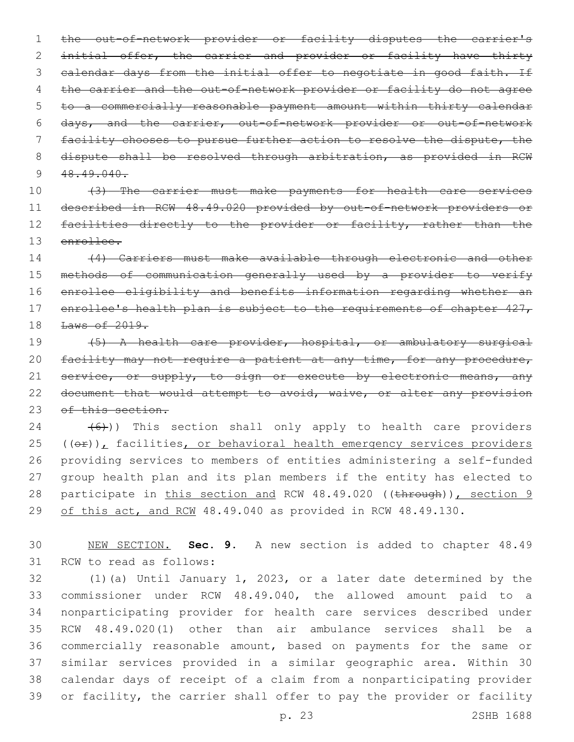~~the out-of-network provider or facility disputes the carrier's initial offer, the carrier and provider or facility have thirty calendar days from the initial offer to negotiate in good faith. If the carrier and the out-of-network provider or facility do not agree to a commercially reasonable payment amount within thirty calendar days, and the carrier, out-of-network provider or out-of-network facility chooses to pursue further action to resolve the dispute, the dispute shall be resolved through arbitration, as provided in RCW 48.49.040.~~

~~(3) The carrier must make payments for health care services described in RCW 48.49.020 provided by out-of-network providers or facilities directly to the provider or facility, rather than the enrollee.~~

~~(4) Carriers must make available through electronic and other methods of communication generally used by a provider to verify enrollee eligibility and benefits information regarding whether an enrollee's health plan is subject to the requirements of chapter 427, Laws of 2019.~~

~~(5) A health care provider, hospital, or ambulatory surgical facility may not require a patient at any time, for any procedure, service, or supply, to sign or execute by electronic means, any document that would attempt to avoid, waive, or alter any provision of this section.~~

~~(6)~~)) This section shall only apply to health care providers ((~~or~~)), facilities, or behavioral health emergency services providers providing services to members of entities administering a self-funded group health plan and its plan members if the entity has elected to participate in this section and RCW 48.49.020 ((~~through~~)), section 9 of this act, and RCW 48.49.040 as provided in RCW 48.49.130.

NEW SECTION. **Sec. 9.** A new section is added to chapter 48.49 RCW to read as follows:

(1)(a) Until January 1, 2023, or a later date determined by the commissioner under RCW 48.49.040, the allowed amount paid to a nonparticipating provider for health care services described under RCW 48.49.020(1) other than air ambulance services shall be a commercially reasonable amount, based on payments for the same or similar services provided in a similar geographic area. Within 30 calendar days of receipt of a claim from a nonparticipating provider or facility, the carrier shall offer to pay the provider or facility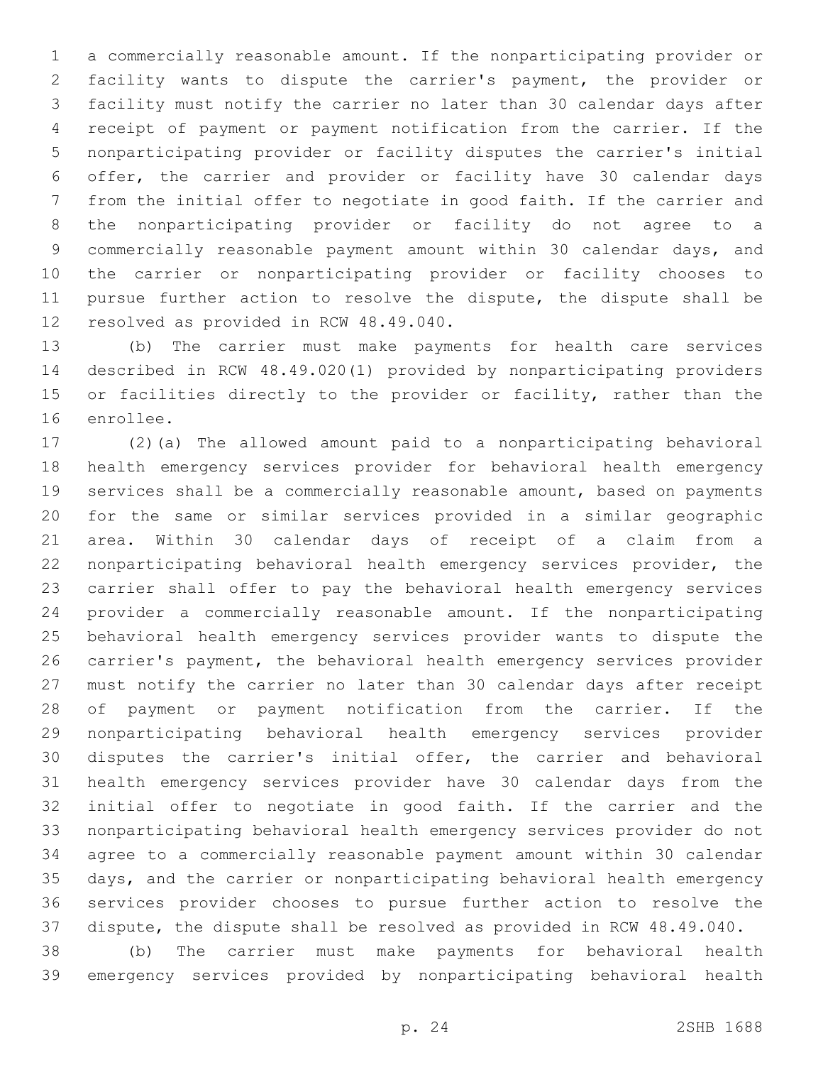a commercially reasonable amount. If the nonparticipating provider or facility wants to dispute the carrier's payment, the provider or facility must notify the carrier no later than 30 calendar days after receipt of payment or payment notification from the carrier. If the nonparticipating provider or facility disputes the carrier's initial offer, the carrier and provider or facility have 30 calendar days from the initial offer to negotiate in good faith. If the carrier and the nonparticipating provider or facility do not agree to a commercially reasonable payment amount within 30 calendar days, and the carrier or nonparticipating provider or facility chooses to pursue further action to resolve the dispute, the dispute shall be resolved as provided in RCW 48.49.040.

(b) The carrier must make payments for health care services described in RCW 48.49.020(1) provided by nonparticipating providers or facilities directly to the provider or facility, rather than the enrollee.

(2)(a) The allowed amount paid to a nonparticipating behavioral health emergency services provider for behavioral health emergency services shall be a commercially reasonable amount, based on payments for the same or similar services provided in a similar geographic area. Within 30 calendar days of receipt of a claim from a nonparticipating behavioral health emergency services provider, the carrier shall offer to pay the behavioral health emergency services provider a commercially reasonable amount. If the nonparticipating behavioral health emergency services provider wants to dispute the carrier's payment, the behavioral health emergency services provider must notify the carrier no later than 30 calendar days after receipt of payment or payment notification from the carrier. If the nonparticipating behavioral health emergency services provider disputes the carrier's initial offer, the carrier and behavioral health emergency services provider have 30 calendar days from the initial offer to negotiate in good faith. If the carrier and the nonparticipating behavioral health emergency services provider do not agree to a commercially reasonable payment amount within 30 calendar days, and the carrier or nonparticipating behavioral health emergency services provider chooses to pursue further action to resolve the dispute, the dispute shall be resolved as provided in RCW 48.49.040.

(b) The carrier must make payments for behavioral health emergency services provided by nonparticipating behavioral health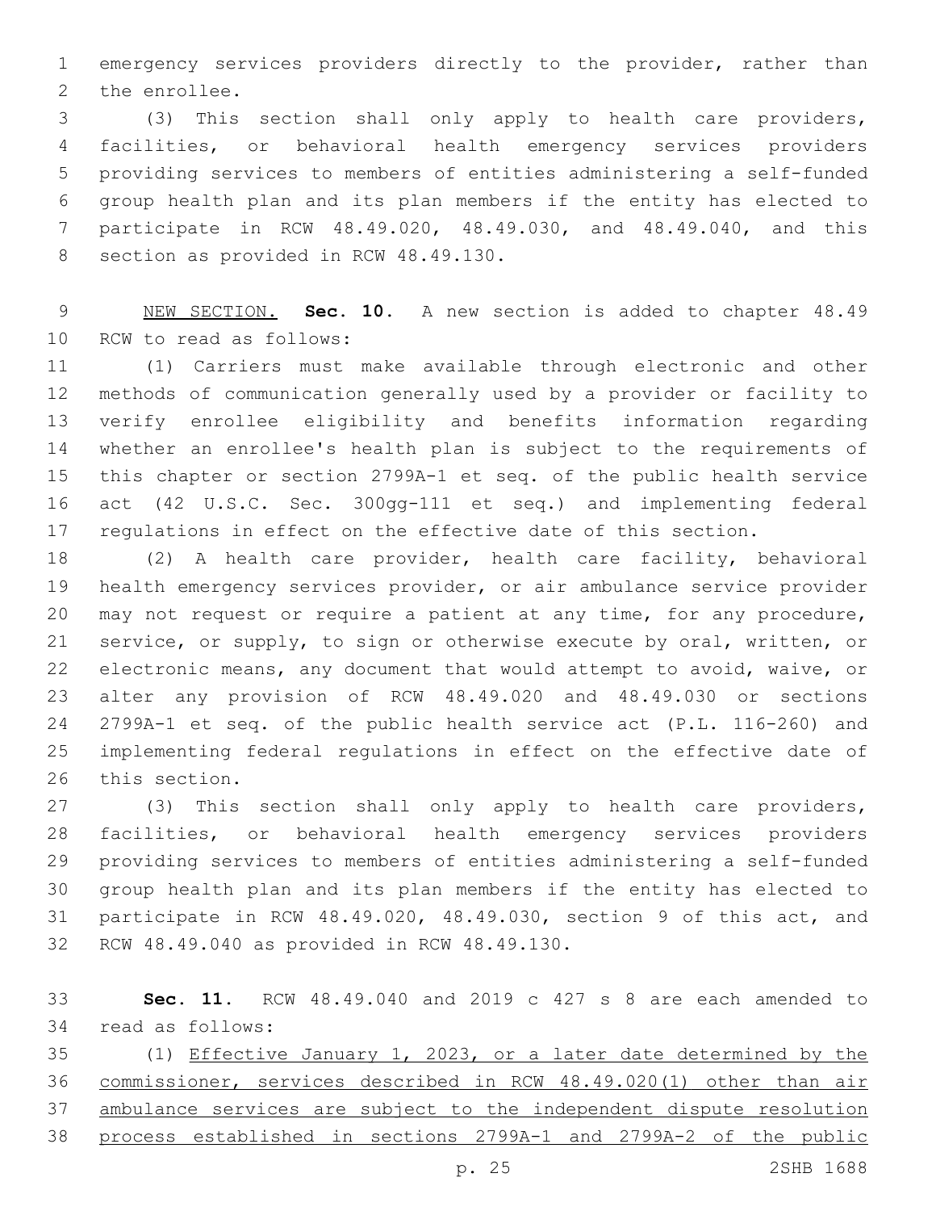emergency services providers directly to the provider, rather than the enrollee.

(3) This section shall only apply to health care providers, facilities, or behavioral health emergency services providers providing services to members of entities administering a self-funded group health plan and its plan members if the entity has elected to participate in RCW 48.49.020, 48.49.030, and 48.49.040, and this section as provided in RCW 48.49.130.

<u>NEW SECTION.</u> **Sec. 10.** A new section is added to chapter 48.49 RCW to read as follows:

(1) Carriers must make available through electronic and other methods of communication generally used by a provider or facility to verify enrollee eligibility and benefits information regarding whether an enrollee's health plan is subject to the requirements of this chapter or section 2799A-1 et seq. of the public health service act (42 U.S.C. Sec. 300gg-111 et seq.) and implementing federal regulations in effect on the effective date of this section.

(2) A health care provider, health care facility, behavioral health emergency services provider, or air ambulance service provider may not request or require a patient at any time, for any procedure, service, or supply, to sign or otherwise execute by oral, written, or electronic means, any document that would attempt to avoid, waive, or alter any provision of RCW 48.49.020 and 48.49.030 or sections 2799A-1 et seq. of the public health service act (P.L. 116-260) and implementing federal regulations in effect on the effective date of this section.

(3) This section shall only apply to health care providers, facilities, or behavioral health emergency services providers providing services to members of entities administering a self-funded group health plan and its plan members if the entity has elected to participate in RCW 48.49.020, 48.49.030, section 9 of this act, and RCW 48.49.040 as provided in RCW 48.49.130.

**Sec. 11.** RCW 48.49.040 and 2019 c 427 s 8 are each amended to read as follows:

(1) <u>Effective January 1, 2023, or a later date determined by the commissioner, services described in RCW 48.49.020(1) other than air ambulance services are subject to the independent dispute resolution process established in sections 2799A-1 and 2799A-2 of the public</u>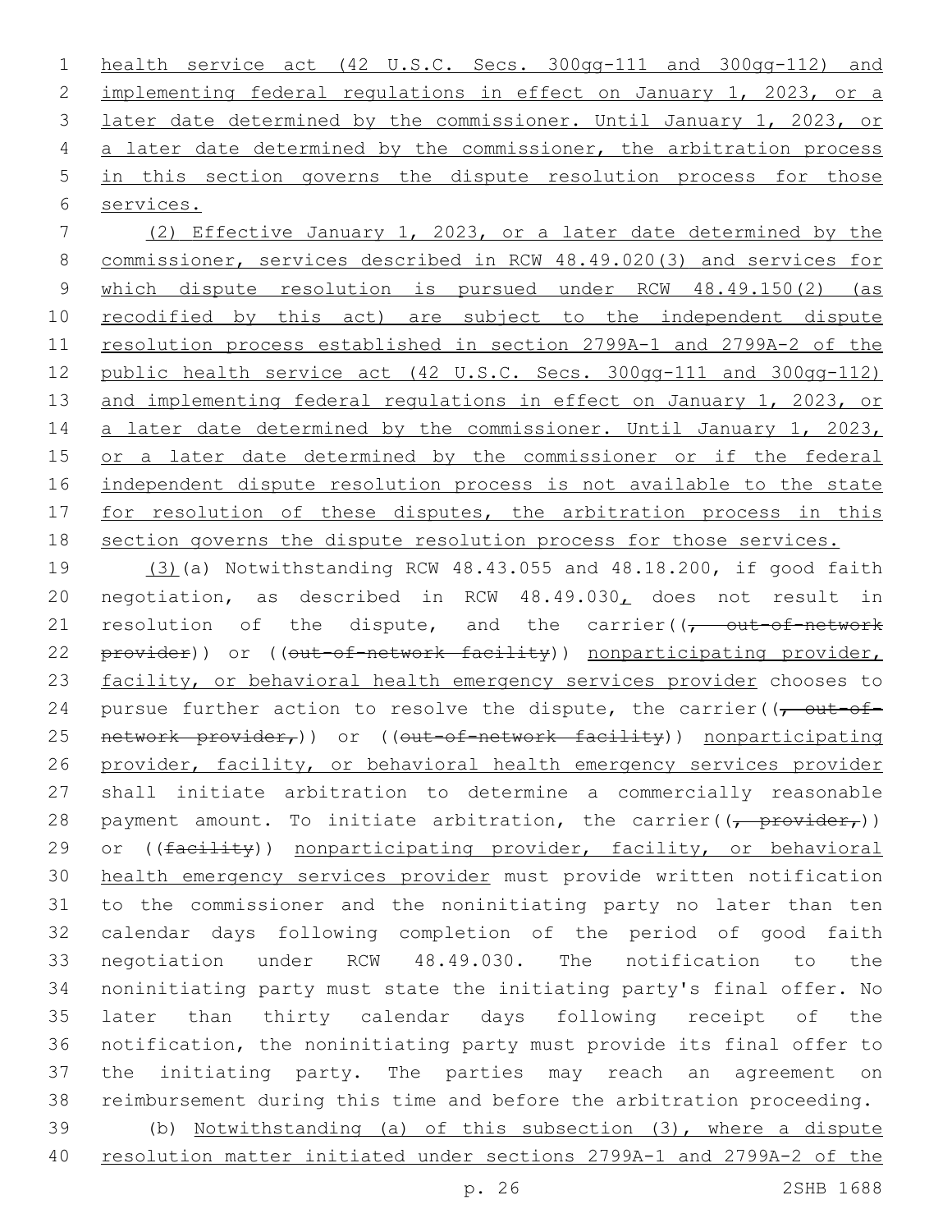health service act (42 U.S.C. Secs. 300gg-111 and 300gg-112) and implementing federal regulations in effect on January 1, 2023, or a later date determined by the commissioner. Until January 1, 2023, or a later date determined by the commissioner, the arbitration process in this section governs the dispute resolution process for those services.

(2) Effective January 1, 2023, or a later date determined by the commissioner, services described in RCW 48.49.020(3) and services for which dispute resolution is pursued under RCW 48.49.150(2) (as recodified by this act) are subject to the independent dispute resolution process established in section 2799A-1 and 2799A-2 of the public health service act (42 U.S.C. Secs. 300gg-111 and 300gg-112) and implementing federal regulations in effect on January 1, 2023, or a later date determined by the commissioner. Until January 1, 2023, or a later date determined by the commissioner or if the federal independent dispute resolution process is not available to the state for resolution of these disputes, the arbitration process in this section governs the dispute resolution process for those services.

(3)(a) Notwithstanding RCW 48.43.055 and 48.18.200, if good faith negotiation, as described in RCW 48.49.030, does not result in resolution of the dispute, and the carrier((, out-of-network provider)) or ((out-of-network facility)) nonparticipating provider, facility, or behavioral health emergency services provider chooses to pursue further action to resolve the dispute, the carrier((, out-of-network provider,)) or ((out-of-network facility)) nonparticipating provider, facility, or behavioral health emergency services provider shall initiate arbitration to determine a commercially reasonable payment amount. To initiate arbitration, the carrier((, provider,)) or ((facility)) nonparticipating provider, facility, or behavioral health emergency services provider must provide written notification to the commissioner and the noninitiating party no later than ten calendar days following completion of the period of good faith negotiation under RCW 48.49.030. The notification to the noninitiating party must state the initiating party's final offer. No later than thirty calendar days following receipt of the notification, the noninitiating party must provide its final offer to the initiating party. The parties may reach an agreement on reimbursement during this time and before the arbitration proceeding.

(b) Notwithstanding (a) of this subsection (3), where a dispute resolution matter initiated under sections 2799A-1 and 2799A-2 of the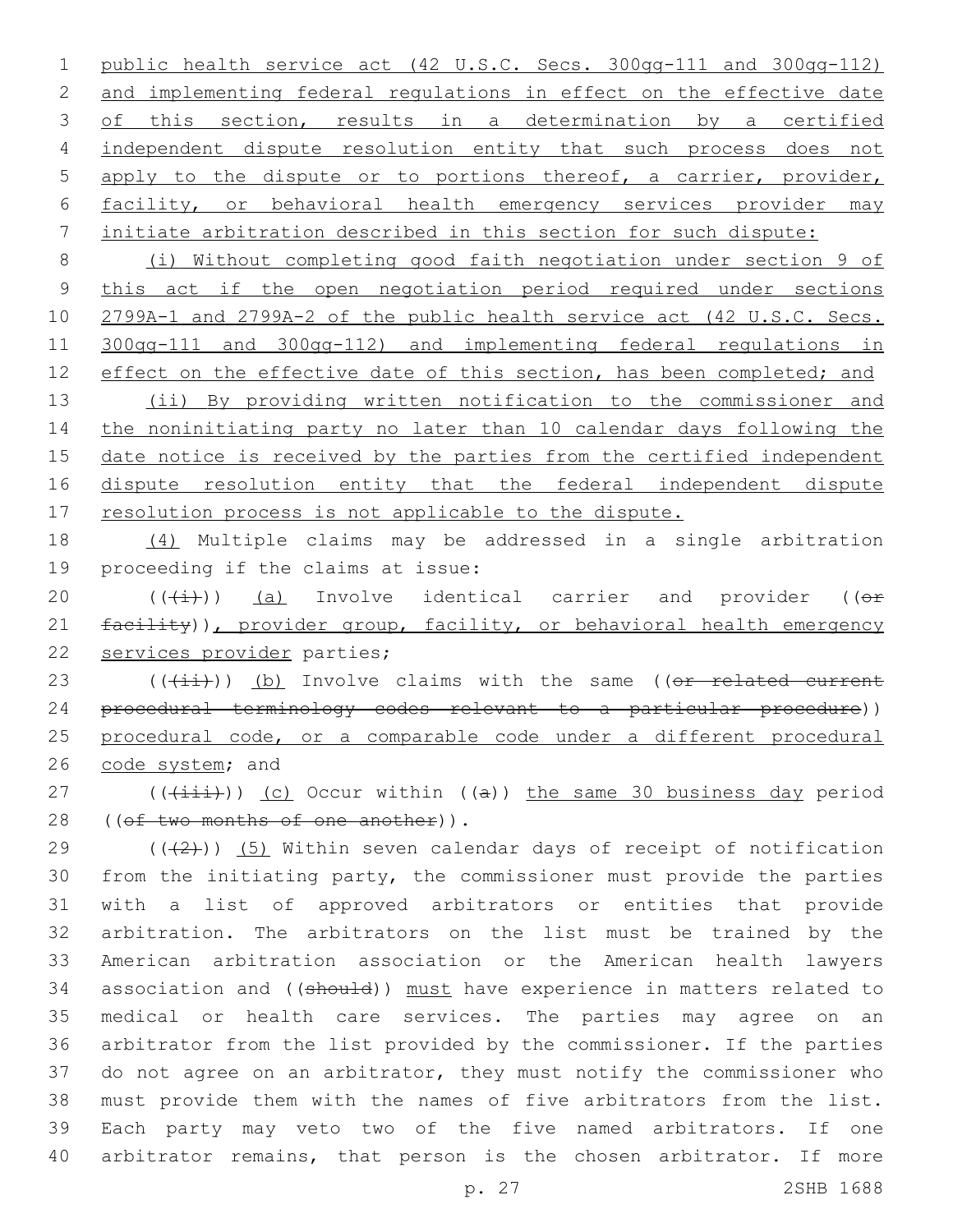public health service act (42 U.S.C. Secs. 300gg-111 and 300gg-112) and implementing federal regulations in effect on the effective date of this section, results in a determination by a certified independent dispute resolution entity that such process does not apply to the dispute or to portions thereof, a carrier, provider, facility, or behavioral health emergency services provider may initiate arbitration described in this section for such dispute:

(i) Without completing good faith negotiation under section 9 of this act if the open negotiation period required under sections 2799A-1 and 2799A-2 of the public health service act (42 U.S.C. Secs. 300gg-111 and 300gg-112) and implementing federal regulations in effect on the effective date of this section, has been completed; and

(ii) By providing written notification to the commissioner and the noninitiating party no later than 10 calendar days following the date notice is received by the parties from the certified independent dispute resolution entity that the federal independent dispute resolution process is not applicable to the dispute.

(4) Multiple claims may be addressed in a single arbitration proceeding if the claims at issue:

(((i))) (a) Involve identical carrier and provider ((or facility)), provider group, facility, or behavioral health emergency services provider parties;

(((ii))) (b) Involve claims with the same ((or related current procedural terminology codes relevant to a particular procedure)) procedural code, or a comparable code under a different procedural code system; and

(((iii))) (c) Occur within ((a)) the same 30 business day period ((of two months of one another)).

(((2))) (5) Within seven calendar days of receipt of notification from the initiating party, the commissioner must provide the parties with a list of approved arbitrators or entities that provide arbitration. The arbitrators on the list must be trained by the American arbitration association or the American health lawyers association and ((should)) must have experience in matters related to medical or health care services. The parties may agree on an arbitrator from the list provided by the commissioner. If the parties do not agree on an arbitrator, they must notify the commissioner who must provide them with the names of five arbitrators from the list. Each party may veto two of the five named arbitrators. If one arbitrator remains, that person is the chosen arbitrator. If more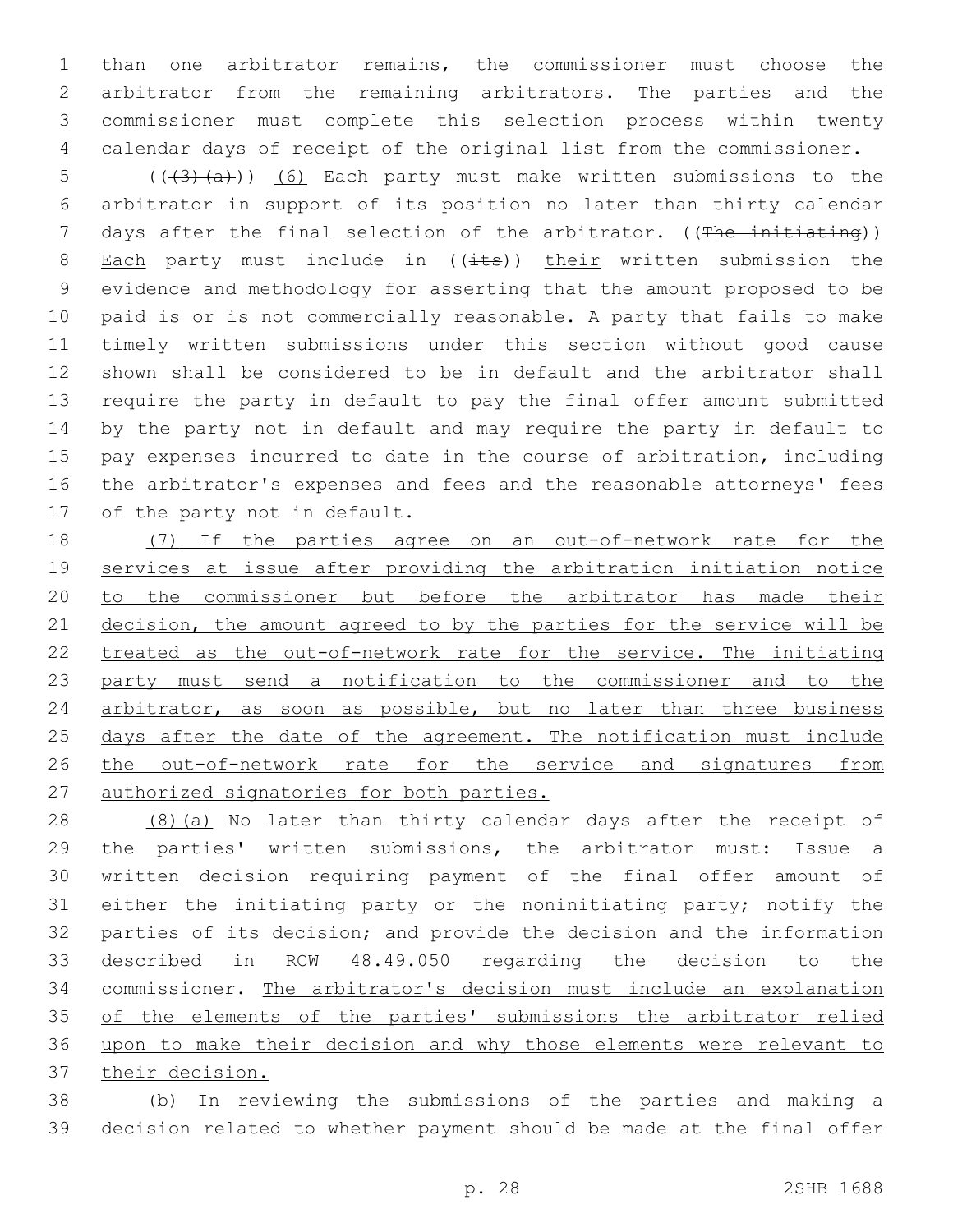than one arbitrator remains, the commissioner must choose the arbitrator from the remaining arbitrators. The parties and the commissioner must complete this selection process within twenty calendar days of receipt of the original list from the commissioner.

~~((3)(a))~~ (6) Each party must make written submissions to the arbitrator in support of its position no later than thirty calendar days after the final selection of the arbitrator. ((~~The initiating~~)) Each party must include in ((~~its~~)) their written submission the evidence and methodology for asserting that the amount proposed to be paid is or is not commercially reasonable. A party that fails to make timely written submissions under this section without good cause shown shall be considered to be in default and the arbitrator shall require the party in default to pay the final offer amount submitted by the party not in default and may require the party in default to pay expenses incurred to date in the course of arbitration, including the arbitrator's expenses and fees and the reasonable attorneys' fees of the party not in default.

(7) If the parties agree on an out-of-network rate for the services at issue after providing the arbitration initiation notice to the commissioner but before the arbitrator has made their decision, the amount agreed to by the parties for the service will be treated as the out-of-network rate for the service. The initiating party must send a notification to the commissioner and to the arbitrator, as soon as possible, but no later than three business days after the date of the agreement. The notification must include the out-of-network rate for the service and signatures from authorized signatories for both parties.

(8)(a) No later than thirty calendar days after the receipt of the parties' written submissions, the arbitrator must: Issue a written decision requiring payment of the final offer amount of either the initiating party or the noninitiating party; notify the parties of its decision; and provide the decision and the information described in RCW 48.49.050 regarding the decision to the commissioner. The arbitrator's decision must include an explanation of the elements of the parties' submissions the arbitrator relied upon to make their decision and why those elements were relevant to their decision.

(b) In reviewing the submissions of the parties and making a decision related to whether payment should be made at the final offer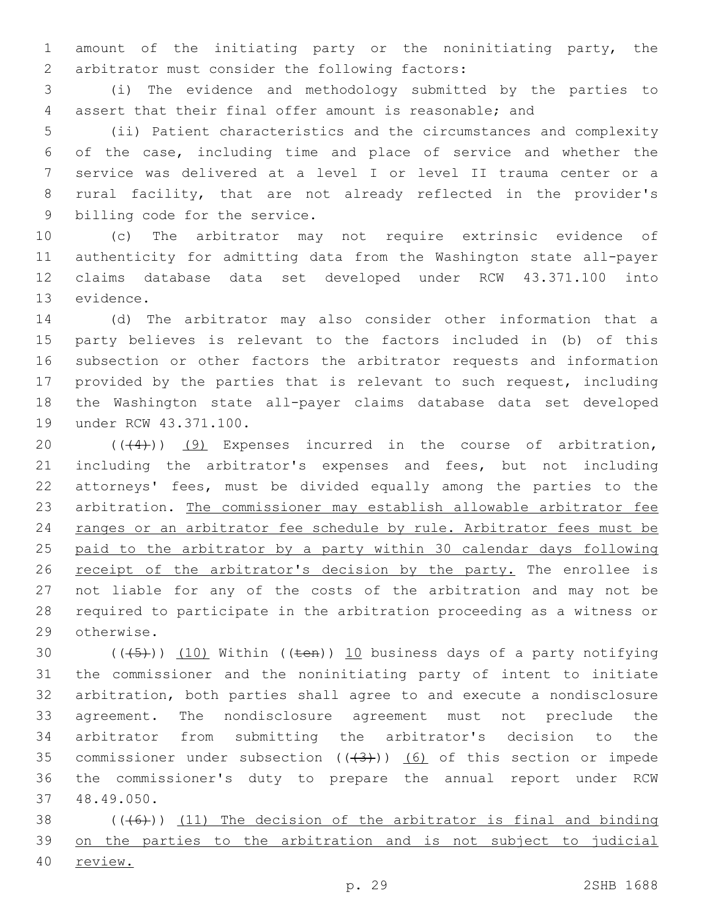amount of the initiating party or the noninitiating party, the arbitrator must consider the following factors:

(i) The evidence and methodology submitted by the parties to assert that their final offer amount is reasonable; and

(ii) Patient characteristics and the circumstances and complexity of the case, including time and place of service and whether the service was delivered at a level I or level II trauma center or a rural facility, that are not already reflected in the provider's billing code for the service.

(c) The arbitrator may not require extrinsic evidence of authenticity for admitting data from the Washington state all-payer claims database data set developed under RCW 43.371.100 into evidence.

(d) The arbitrator may also consider other information that a party believes is relevant to the factors included in (b) of this subsection or other factors the arbitrator requests and information provided by the parties that is relevant to such request, including the Washington state all-payer claims database data set developed under RCW 43.371.100.

(((4))) (9) Expenses incurred in the course of arbitration, including the arbitrator's expenses and fees, but not including attorneys' fees, must be divided equally among the parties to the arbitration. The commissioner may establish allowable arbitrator fee ranges or an arbitrator fee schedule by rule. Arbitrator fees must be paid to the arbitrator by a party within 30 calendar days following receipt of the arbitrator's decision by the party. The enrollee is not liable for any of the costs of the arbitration and may not be required to participate in the arbitration proceeding as a witness or otherwise.

(((5))) (10) Within ((ten)) 10 business days of a party notifying the commissioner and the noninitiating party of intent to initiate arbitration, both parties shall agree to and execute a nondisclosure agreement. The nondisclosure agreement must not preclude the arbitrator from submitting the arbitrator's decision to the commissioner under subsection (((3))) (6) of this section or impede the commissioner's duty to prepare the annual report under RCW 48.49.050.

(((6))) (11) The decision of the arbitrator is final and binding on the parties to the arbitration and is not subject to judicial review.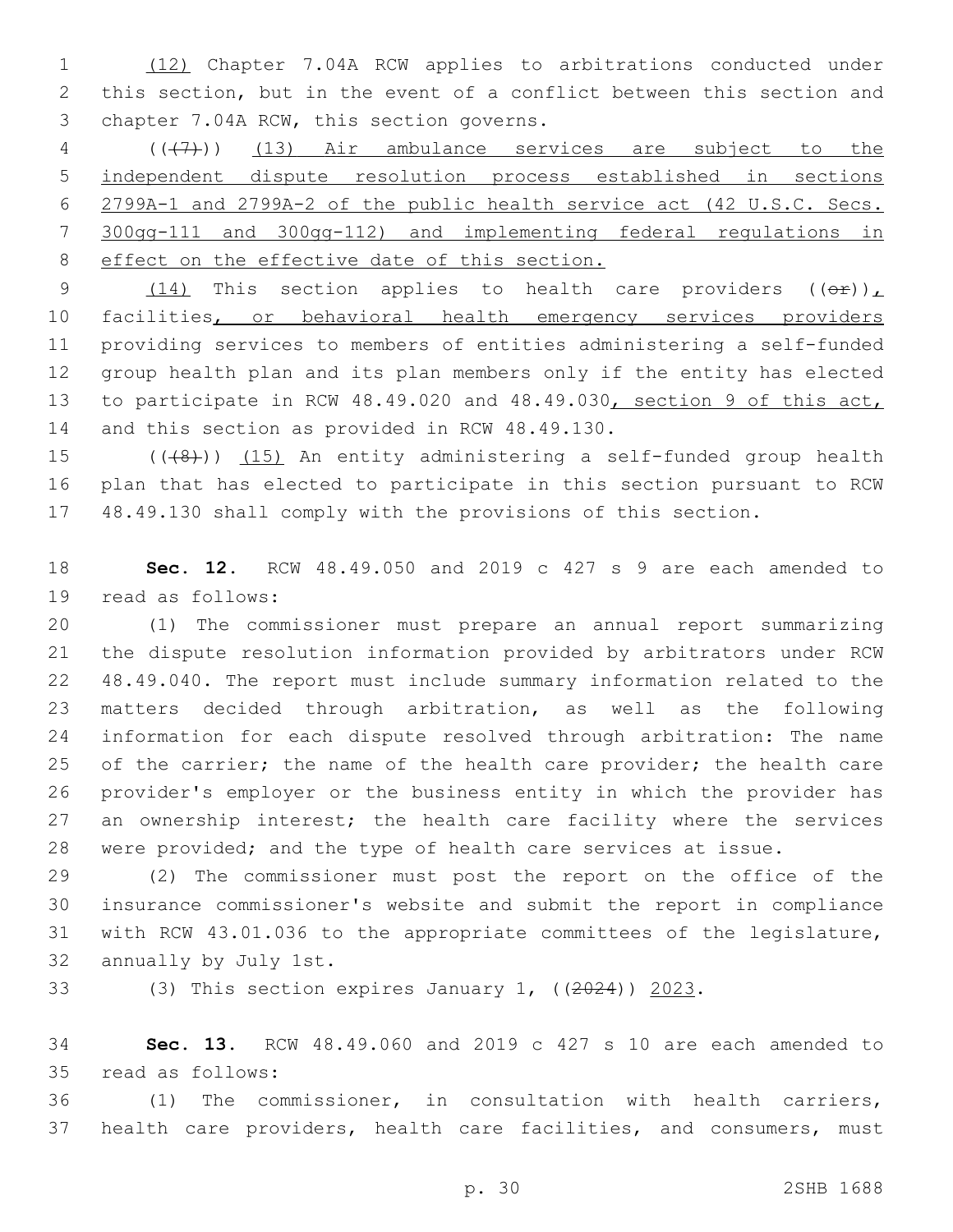(12) Chapter 7.04A RCW applies to arbitrations conducted under this section, but in the event of a conflict between this section and chapter 7.04A RCW, this section governs.

((~~(7)~~)) (13) Air ambulance services are subject to the independent dispute resolution process established in sections 2799A-1 and 2799A-2 of the public health service act (42 U.S.C. Secs. 300gg-111 and 300gg-112) and implementing federal regulations in effect on the effective date of this section.

(14) This section applies to health care providers ((~~or~~)), facilities, or behavioral health emergency services providers providing services to members of entities administering a self-funded group health plan and its plan members only if the entity has elected to participate in RCW 48.49.020 and 48.49.030, section 9 of this act, and this section as provided in RCW 48.49.130.

((~~(8)~~)) (15) An entity administering a self-funded group health plan that has elected to participate in this section pursuant to RCW 48.49.130 shall comply with the provisions of this section.

**Sec. 12.** RCW 48.49.050 and 2019 c 427 s 9 are each amended to read as follows:

(1) The commissioner must prepare an annual report summarizing the dispute resolution information provided by arbitrators under RCW 48.49.040. The report must include summary information related to the matters decided through arbitration, as well as the following information for each dispute resolved through arbitration: The name of the carrier; the name of the health care provider; the health care provider's employer or the business entity in which the provider has an ownership interest; the health care facility where the services were provided; and the type of health care services at issue.

(2) The commissioner must post the report on the office of the insurance commissioner's website and submit the report in compliance with RCW 43.01.036 to the appropriate committees of the legislature, annually by July 1st.

(3) This section expires January 1, ((~~2024~~)) 2023.

**Sec. 13.** RCW 48.49.060 and 2019 c 427 s 10 are each amended to read as follows:

(1) The commissioner, in consultation with health carriers, health care providers, health care facilities, and consumers, must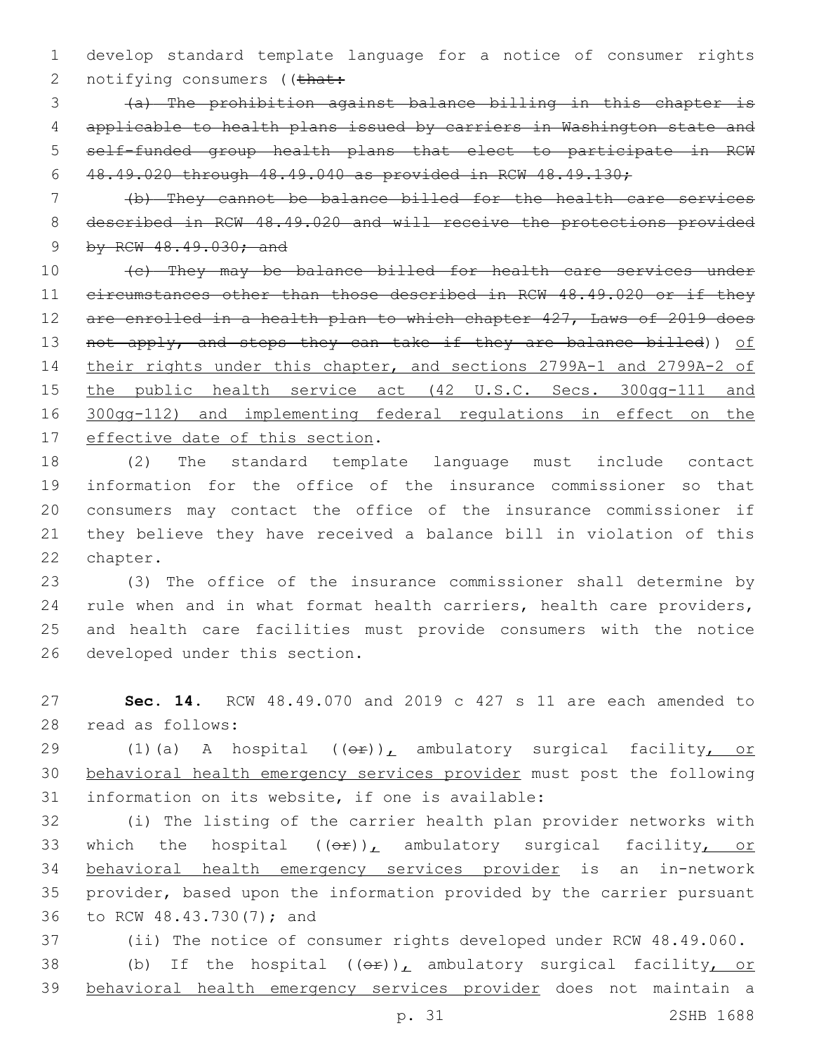develop standard template language for a notice of consumer rights notifying consumers ((~~that:~~

~~(a) The prohibition against balance billing in this chapter is applicable to health plans issued by carriers in Washington state and self-funded group health plans that elect to participate in RCW 48.49.020 through 48.49.040 as provided in RCW 48.49.130;~~

~~(b) They cannot be balance billed for the health care services described in RCW 48.49.020 and will receive the protections provided by RCW 48.49.030; and~~

~~(c) They may be balance billed for health care services under circumstances other than those described in RCW 48.49.020 or if they are enrolled in a health plan to which chapter 427, Laws of 2019 does not apply, and steps they can take if they are balance billed~~)) <u>of their rights under this chapter, and sections 2799A-1 and 2799A-2 of the public health service act (42 U.S.C. Secs. 300gg-111 and 300gg-112) and implementing federal regulations in effect on the effective date of this section</u>.

(2) The standard template language must include contact information for the office of the insurance commissioner so that consumers may contact the office of the insurance commissioner if they believe they have received a balance bill in violation of this chapter.

(3) The office of the insurance commissioner shall determine by rule when and in what format health carriers, health care providers, and health care facilities must provide consumers with the notice developed under this section.

**Sec. 14.** RCW 48.49.070 and 2019 c 427 s 11 are each amended to read as follows:

(1)(a) A hospital ((~~or~~))<u>,</u> ambulatory surgical facility<u>, or behavioral health emergency services provider</u> must post the following information on its website, if one is available:

(i) The listing of the carrier health plan provider networks with which the hospital ((~~or~~))<u>,</u> ambulatory surgical facility<u>, or behavioral health emergency services provider</u> is an in-network provider, based upon the information provided by the carrier pursuant to RCW 48.43.730(7); and

(ii) The notice of consumer rights developed under RCW 48.49.060.

(b) If the hospital ((~~or~~))<u>,</u> ambulatory surgical facility<u>, or behavioral health emergency services provider</u> does not maintain a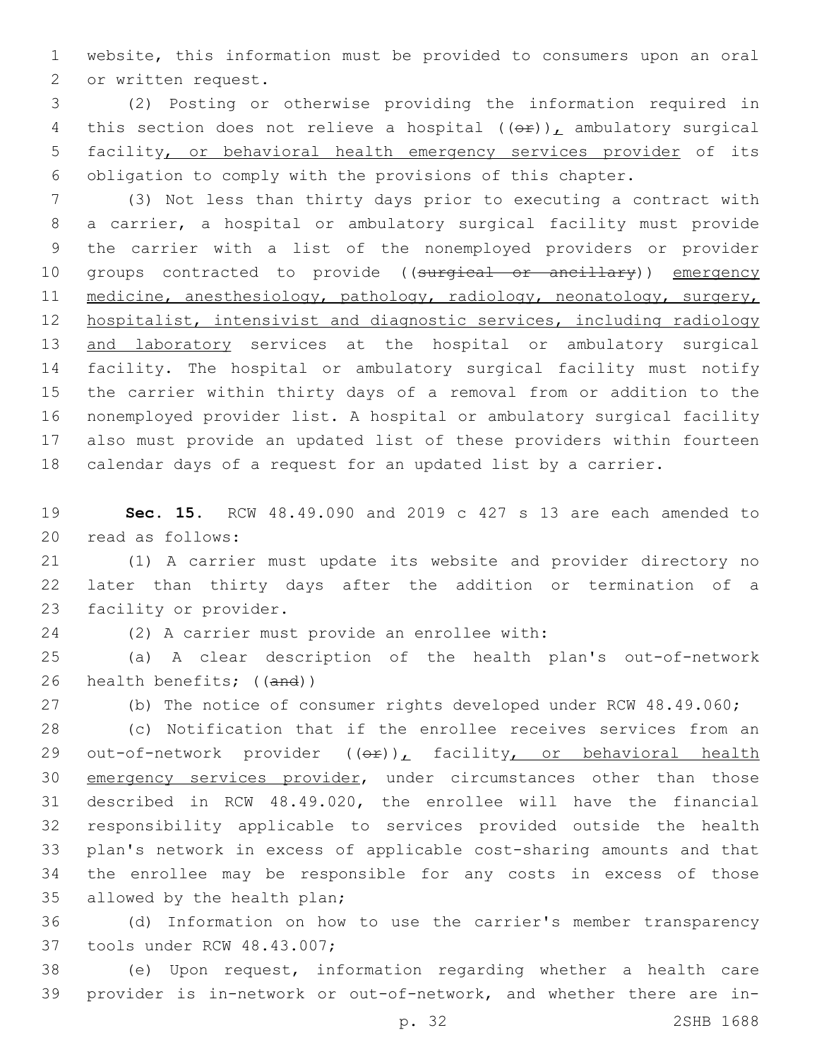website, this information must be provided to consumers upon an oral or written request.

(2) Posting or otherwise providing the information required in this section does not relieve a hospital ((~~or~~))_,_ ambulatory surgical facility_, or behavioral health emergency services provider_ of its obligation to comply with the provisions of this chapter.

(3) Not less than thirty days prior to executing a contract with a carrier, a hospital or ambulatory surgical facility must provide the carrier with a list of the nonemployed providers or provider groups contracted to provide ((~~surgical or ancillary~~)) _emergency medicine, anesthesiology, pathology, radiology, neonatology, surgery, hospitalist, intensivist and diagnostic services, including radiology and laboratory_ services at the hospital or ambulatory surgical facility. The hospital or ambulatory surgical facility must notify the carrier within thirty days of a removal from or addition to the nonemployed provider list. A hospital or ambulatory surgical facility also must provide an updated list of these providers within fourteen calendar days of a request for an updated list by a carrier.

**Sec. 15.** RCW 48.49.090 and 2019 c 427 s 13 are each amended to read as follows:

(1) A carrier must update its website and provider directory no later than thirty days after the addition or termination of a facility or provider.

(2) A carrier must provide an enrollee with:

(a) A clear description of the health plan's out-of-network health benefits; ((~~and~~))

(b) The notice of consumer rights developed under RCW 48.49.060;

(c) Notification that if the enrollee receives services from an out-of-network provider ((~~or~~))_,_ facility_, or behavioral health emergency services provider_, under circumstances other than those described in RCW 48.49.020, the enrollee will have the financial responsibility applicable to services provided outside the health plan's network in excess of applicable cost-sharing amounts and that the enrollee may be responsible for any costs in excess of those allowed by the health plan;

(d) Information on how to use the carrier's member transparency tools under RCW 48.43.007;

(e) Upon request, information regarding whether a health care provider is in-network or out-of-network, and whether there are in-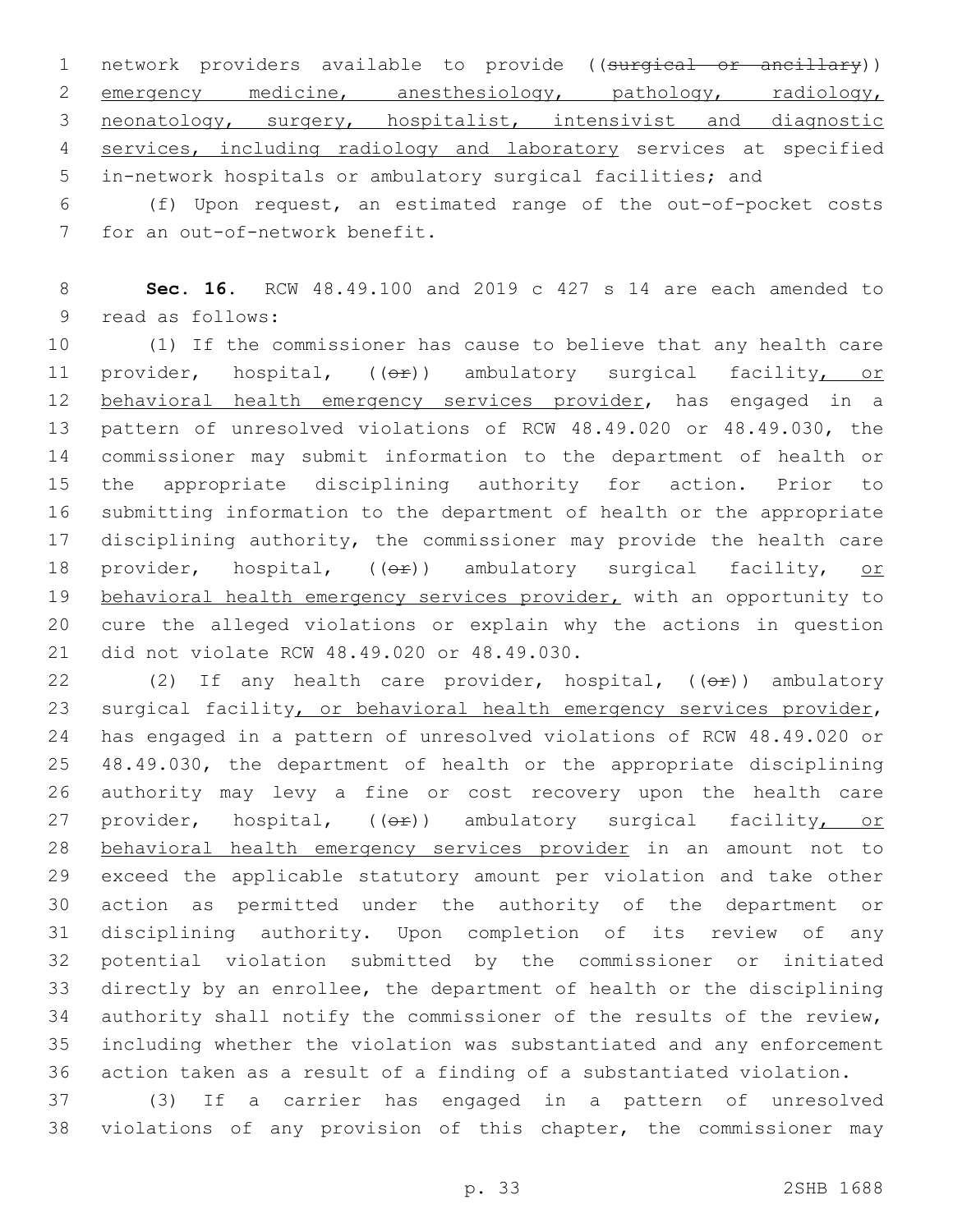network providers available to provide ((~~surgical or ancillary~~)) emergency medicine, anesthesiology, pathology, radiology, neonatology, surgery, hospitalist, intensivist and diagnostic services, including radiology and laboratory services at specified in-network hospitals or ambulatory surgical facilities; and

(f) Upon request, an estimated range of the out-of-pocket costs for an out-of-network benefit.

**Sec. 16.** RCW 48.49.100 and 2019 c 427 s 14 are each amended to read as follows:

(1) If the commissioner has cause to believe that any health care provider, hospital, ((~~or~~)) ambulatory surgical facility, or behavioral health emergency services provider, has engaged in a pattern of unresolved violations of RCW 48.49.020 or 48.49.030, the commissioner may submit information to the department of health or the appropriate disciplining authority for action. Prior to submitting information to the department of health or the appropriate disciplining authority, the commissioner may provide the health care provider, hospital, ((~~or~~)) ambulatory surgical facility, or behavioral health emergency services provider, with an opportunity to cure the alleged violations or explain why the actions in question did not violate RCW 48.49.020 or 48.49.030.

(2) If any health care provider, hospital, ((~~or~~)) ambulatory surgical facility, or behavioral health emergency services provider, has engaged in a pattern of unresolved violations of RCW 48.49.020 or 48.49.030, the department of health or the appropriate disciplining authority may levy a fine or cost recovery upon the health care provider, hospital, ((~~or~~)) ambulatory surgical facility, or behavioral health emergency services provider in an amount not to exceed the applicable statutory amount per violation and take other action as permitted under the authority of the department or disciplining authority. Upon completion of its review of any potential violation submitted by the commissioner or initiated directly by an enrollee, the department of health or the disciplining authority shall notify the commissioner of the results of the review, including whether the violation was substantiated and any enforcement action taken as a result of a finding of a substantiated violation.

(3) If a carrier has engaged in a pattern of unresolved violations of any provision of this chapter, the commissioner may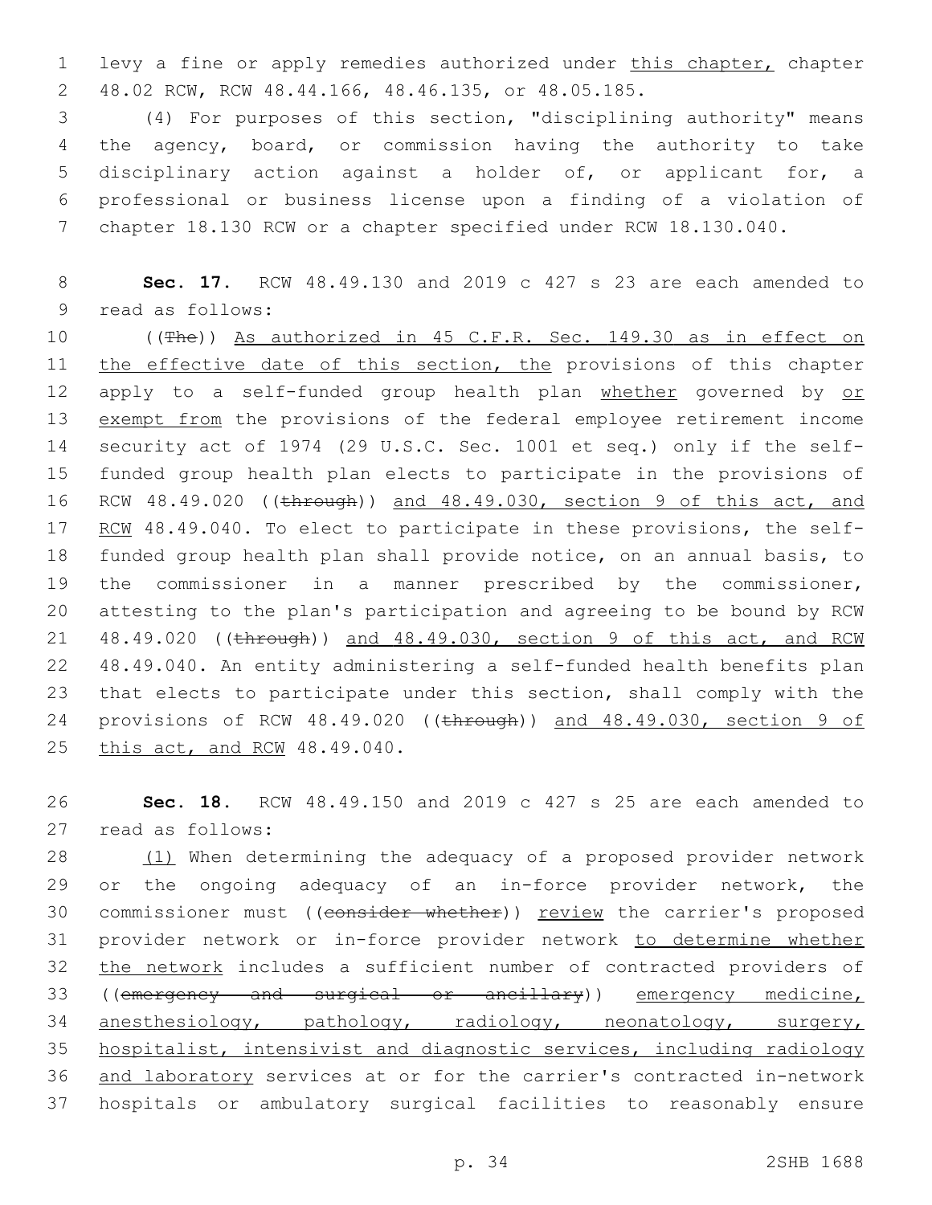levy a fine or apply remedies authorized under this chapter, chapter 48.02 RCW, RCW 48.44.166, 48.46.135, or 48.05.185.

(4) For purposes of this section, "disciplining authority" means the agency, board, or commission having the authority to take disciplinary action against a holder of, or applicant for, a professional or business license upon a finding of a violation of chapter 18.130 RCW or a chapter specified under RCW 18.130.040.

**Sec. 17.** RCW 48.49.130 and 2019 c 427 s 23 are each amended to read as follows:

((~~The~~)) As authorized in 45 C.F.R. Sec. 149.30 as in effect on the effective date of this section, the provisions of this chapter apply to a self-funded group health plan whether governed by or exempt from the provisions of the federal employee retirement income security act of 1974 (29 U.S.C. Sec. 1001 et seq.) only if the self-funded group health plan elects to participate in the provisions of RCW 48.49.020 ((~~through~~)) and 48.49.030, section 9 of this act, and RCW 48.49.040. To elect to participate in these provisions, the self-funded group health plan shall provide notice, on an annual basis, to the commissioner in a manner prescribed by the commissioner, attesting to the plan's participation and agreeing to be bound by RCW 48.49.020 ((~~through~~)) and 48.49.030, section 9 of this act, and RCW 48.49.040. An entity administering a self-funded health benefits plan that elects to participate under this section, shall comply with the provisions of RCW 48.49.020 ((~~through~~)) and 48.49.030, section 9 of this act, and RCW 48.49.040.

**Sec. 18.** RCW 48.49.150 and 2019 c 427 s 25 are each amended to read as follows:

(1) When determining the adequacy of a proposed provider network or the ongoing adequacy of an in-force provider network, the commissioner must ((~~consider whether~~)) review the carrier's proposed provider network or in-force provider network to determine whether the network includes a sufficient number of contracted providers of ((~~emergency and surgical or ancillary~~)) emergency medicine, anesthesiology, pathology, radiology, neonatology, surgery, hospitalist, intensivist and diagnostic services, including radiology and laboratory services at or for the carrier's contracted in-network hospitals or ambulatory surgical facilities to reasonably ensure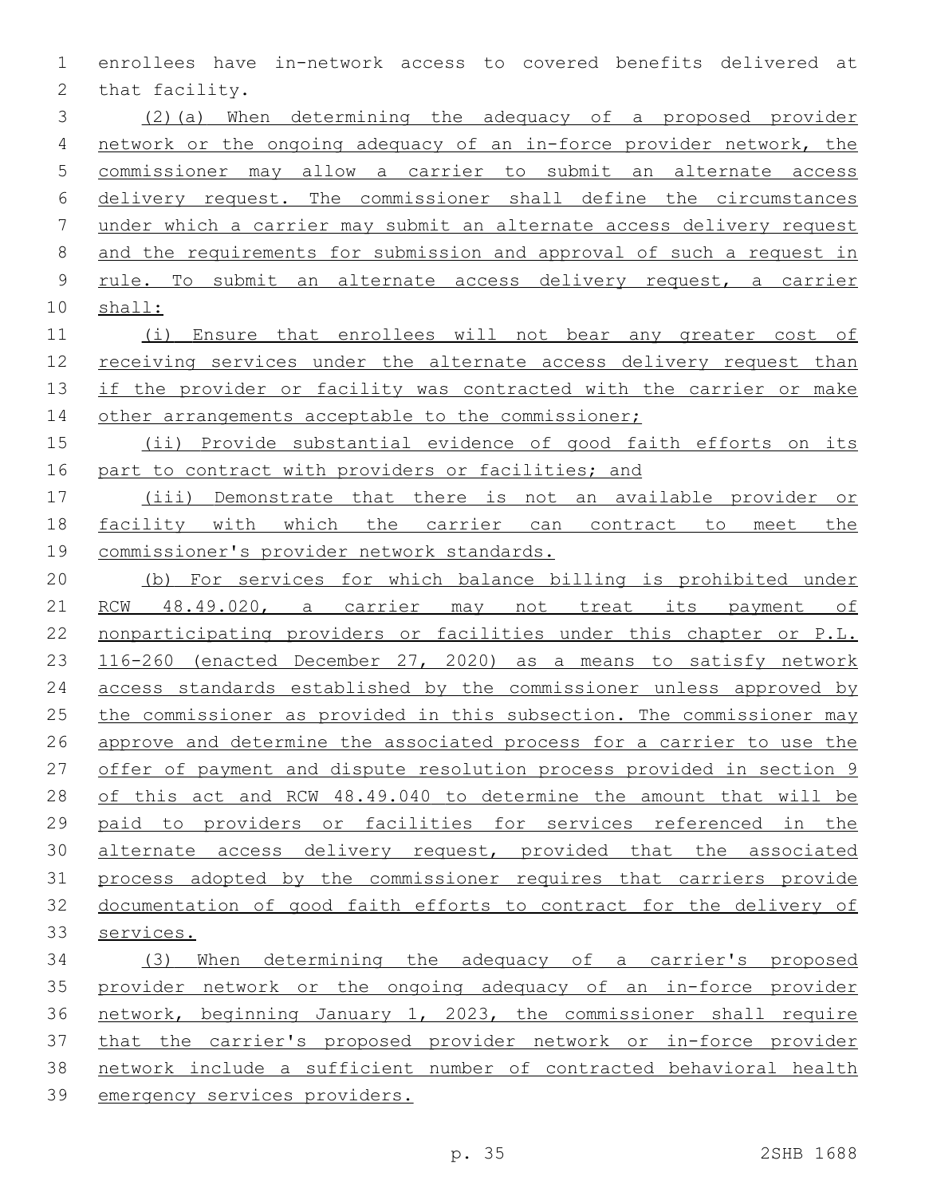enrollees have in-network access to covered benefits delivered at that facility.

(2)(a) When determining the adequacy of a proposed provider network or the ongoing adequacy of an in-force provider network, the commissioner may allow a carrier to submit an alternate access delivery request. The commissioner shall define the circumstances under which a carrier may submit an alternate access delivery request and the requirements for submission and approval of such a request in rule. To submit an alternate access delivery request, a carrier shall:

(i) Ensure that enrollees will not bear any greater cost of receiving services under the alternate access delivery request than if the provider or facility was contracted with the carrier or make other arrangements acceptable to the commissioner;

(ii) Provide substantial evidence of good faith efforts on its part to contract with providers or facilities; and

(iii) Demonstrate that there is not an available provider or facility with which the carrier can contract to meet the commissioner's provider network standards.

(b) For services for which balance billing is prohibited under RCW 48.49.020, a carrier may not treat its payment of nonparticipating providers or facilities under this chapter or P.L. 116-260 (enacted December 27, 2020) as a means to satisfy network access standards established by the commissioner unless approved by the commissioner as provided in this subsection. The commissioner may approve and determine the associated process for a carrier to use the offer of payment and dispute resolution process provided in section 9 of this act and RCW 48.49.040 to determine the amount that will be paid to providers or facilities for services referenced in the alternate access delivery request, provided that the associated process adopted by the commissioner requires that carriers provide documentation of good faith efforts to contract for the delivery of services.

(3) When determining the adequacy of a carrier's proposed provider network or the ongoing adequacy of an in-force provider network, beginning January 1, 2023, the commissioner shall require that the carrier's proposed provider network or in-force provider network include a sufficient number of contracted behavioral health emergency services providers.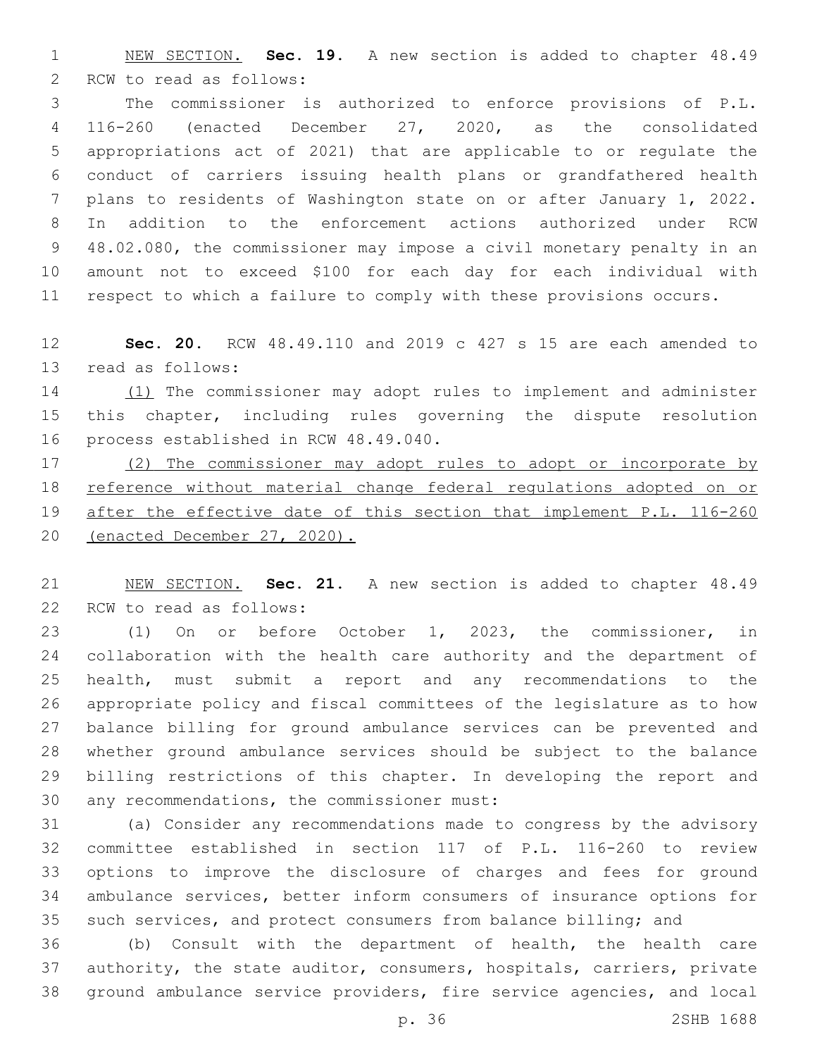NEW SECTION. **Sec. 19.** A new section is added to chapter 48.49 RCW to read as follows:

The commissioner is authorized to enforce provisions of P.L. 116-260 (enacted December 27, 2020, as the consolidated appropriations act of 2021) that are applicable to or regulate the conduct of carriers issuing health plans or grandfathered health plans to residents of Washington state on or after January 1, 2022. In addition to the enforcement actions authorized under RCW 48.02.080, the commissioner may impose a civil monetary penalty in an amount not to exceed $100 for each day for each individual with respect to which a failure to comply with these provisions occurs.

**Sec. 20.** RCW 48.49.110 and 2019 c 427 s 15 are each amended to read as follows:

(1) The commissioner may adopt rules to implement and administer this chapter, including rules governing the dispute resolution process established in RCW 48.49.040.

(2) The commissioner may adopt rules to adopt or incorporate by reference without material change federal regulations adopted on or after the effective date of this section that implement P.L. 116-260 (enacted December 27, 2020).

NEW SECTION. **Sec. 21.** A new section is added to chapter 48.49 RCW to read as follows:

(1) On or before October 1, 2023, the commissioner, in collaboration with the health care authority and the department of health, must submit a report and any recommendations to the appropriate policy and fiscal committees of the legislature as to how balance billing for ground ambulance services can be prevented and whether ground ambulance services should be subject to the balance billing restrictions of this chapter. In developing the report and any recommendations, the commissioner must:

(a) Consider any recommendations made to congress by the advisory committee established in section 117 of P.L. 116-260 to review options to improve the disclosure of charges and fees for ground ambulance services, better inform consumers of insurance options for such services, and protect consumers from balance billing; and

(b) Consult with the department of health, the health care authority, the state auditor, consumers, hospitals, carriers, private ground ambulance service providers, fire service agencies, and local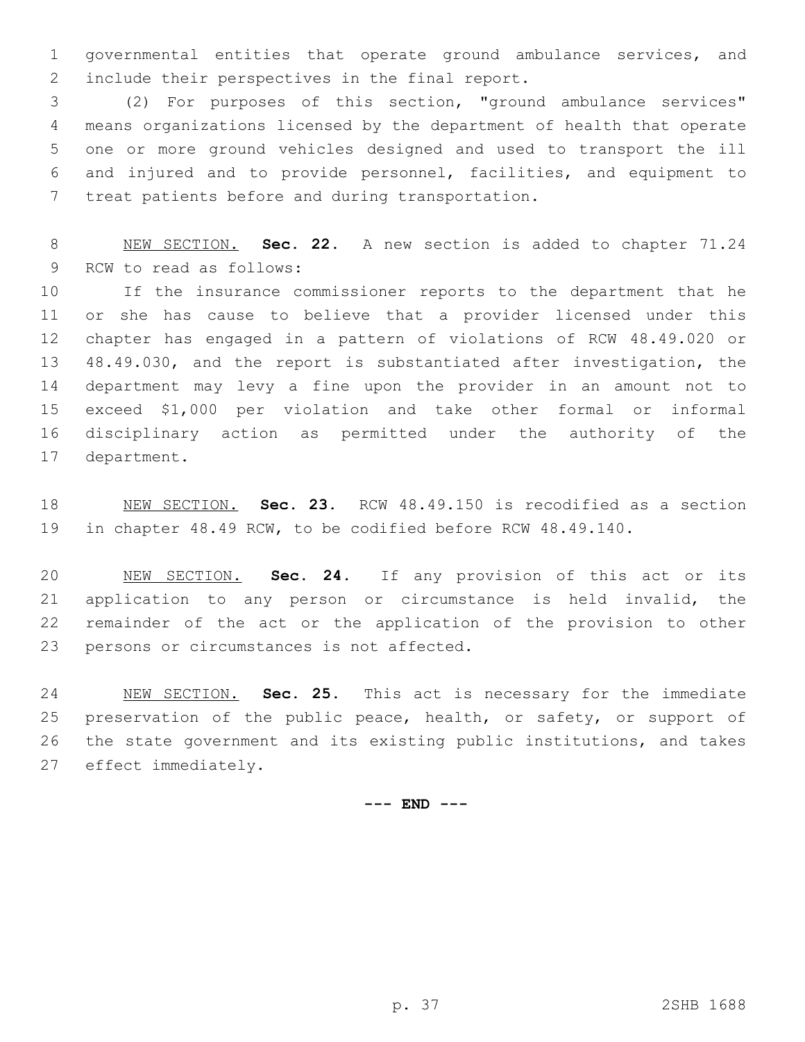governmental entities that operate ground ambulance services, and include their perspectives in the final report.

(2) For purposes of this section, "ground ambulance services" means organizations licensed by the department of health that operate one or more ground vehicles designed and used to transport the ill and injured and to provide personnel, facilities, and equipment to treat patients before and during transportation.

NEW SECTION. **Sec. 22.** A new section is added to chapter 71.24 RCW to read as follows:

If the insurance commissioner reports to the department that he or she has cause to believe that a provider licensed under this chapter has engaged in a pattern of violations of RCW 48.49.020 or 48.49.030, and the report is substantiated after investigation, the department may levy a fine upon the provider in an amount not to exceed $1,000 per violation and take other formal or informal disciplinary action as permitted under the authority of the department.

NEW SECTION. **Sec. 23.** RCW 48.49.150 is recodified as a section in chapter 48.49 RCW, to be codified before RCW 48.49.140.

NEW SECTION. **Sec. 24.** If any provision of this act or its application to any person or circumstance is held invalid, the remainder of the act or the application of the provision to other persons or circumstances is not affected.

NEW SECTION. **Sec. 25.** This act is necessary for the immediate preservation of the public peace, health, or safety, or support of the state government and its existing public institutions, and takes effect immediately.

**--- END ---**